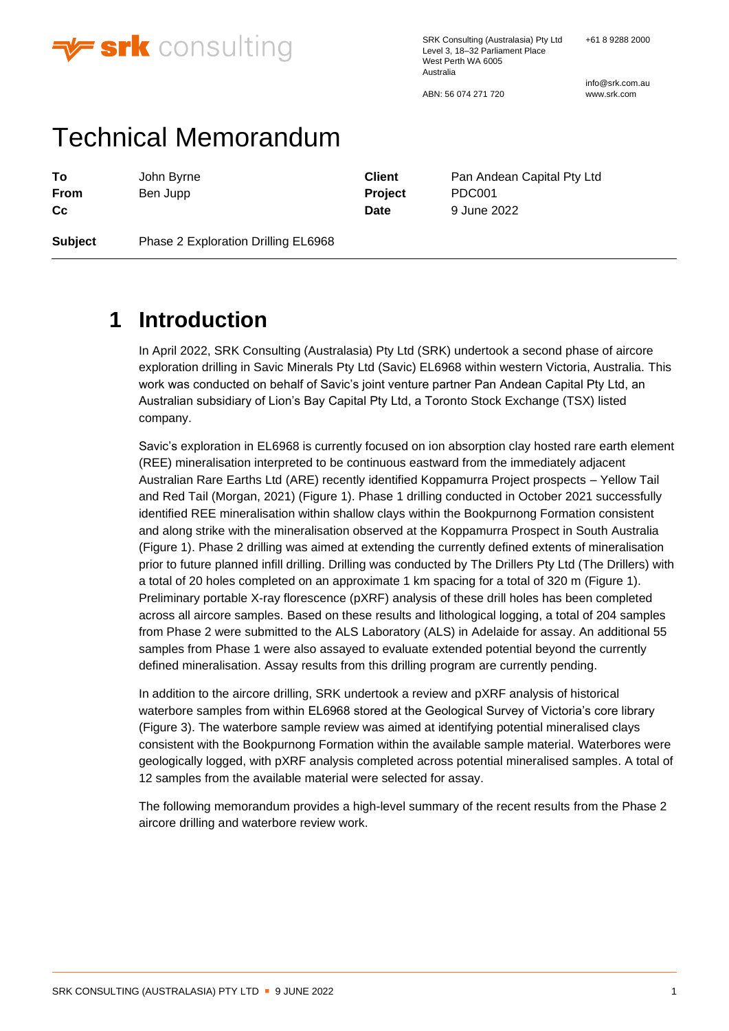SRK Consulting (Australasia) Pty Ltd
Level 3, 18–32 Parliament Place
West Perth WA 6005
Australia

ABN: 56 074 271 720

+61 8 9288 2000

info@srk.com.au
www.srk.com

# Technical Memorandum

| | | | |
|---|---|---|---|
| **To** | John Byrne | **Client** | Pan Andean Capital Pty Ltd |
| **From** | Ben Jupp | **Project** | PDC001 |
| **Cc** | | **Date** | 9 June 2022 |

**Subject** Phase 2 Exploration Drilling EL6968

## 1 Introduction

In April 2022, SRK Consulting (Australasia) Pty Ltd (SRK) undertook a second phase of aircore exploration drilling in Savic Minerals Pty Ltd (Savic) EL6968 within western Victoria, Australia. This work was conducted on behalf of Savic's joint venture partner Pan Andean Capital Pty Ltd, an Australian subsidiary of Lion's Bay Capital Pty Ltd, a Toronto Stock Exchange (TSX) listed company.

Savic's exploration in EL6968 is currently focused on ion absorption clay hosted rare earth element (REE) mineralisation interpreted to be continuous eastward from the immediately adjacent Australian Rare Earths Ltd (ARE) recently identified Koppamurra Project prospects – Yellow Tail and Red Tail (Morgan, 2021) (Figure 1). Phase 1 drilling conducted in October 2021 successfully identified REE mineralisation within shallow clays within the Bookpurnong Formation consistent and along strike with the mineralisation observed at the Koppamurra Prospect in South Australia (Figure 1). Phase 2 drilling was aimed at extending the currently defined extents of mineralisation prior to future planned infill drilling. Drilling was conducted by The Drillers Pty Ltd (The Drillers) with a total of 20 holes completed on an approximate 1 km spacing for a total of 320 m (Figure 1). Preliminary portable X-ray florescence (pXRF) analysis of these drill holes has been completed across all aircore samples. Based on these results and lithological logging, a total of 204 samples from Phase 2 were submitted to the ALS Laboratory (ALS) in Adelaide for assay. An additional 55 samples from Phase 1 were also assayed to evaluate extended potential beyond the currently defined mineralisation. Assay results from this drilling program are currently pending.

In addition to the aircore drilling, SRK undertook a review and pXRF analysis of historical waterbore samples from within EL6968 stored at the Geological Survey of Victoria's core library (Figure 3). The waterbore sample review was aimed at identifying potential mineralised clays consistent with the Bookpurnong Formation within the available sample material. Waterbores were geologically logged, with pXRF analysis completed across potential mineralised samples. A total of 12 samples from the available material were selected for assay.

The following memorandum provides a high-level summary of the recent results from the Phase 2 aircore drilling and waterbore review work.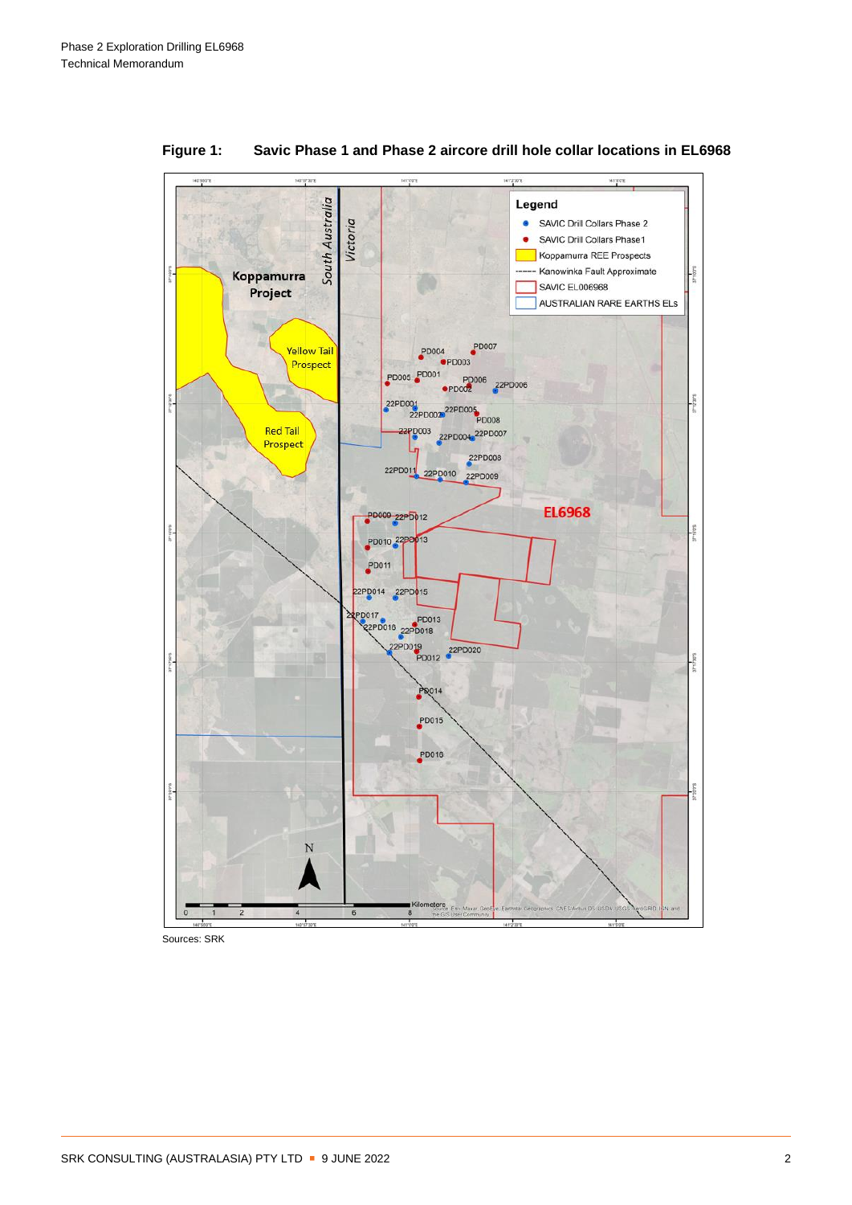**Figure 1: Savic Phase 1 and Phase 2 aircore drill hole collar locations in EL6968**

Legend
SAVIC Drill Collars Phase 2
SAVIC Drill Collars Phase1
Koppamurra REE Prospects
Kanowinka Fault Approximate
SAVIC EL006968
AUSTRALIAN RARE EARTHS ELs

Koppamurra Project
Yellow Tail Prospect
Red Tail Prospect
South Australia
Victoria
EL6968

PD004, PD007, PD003, PD005, PD001, PD006, 22PD006, PD002, 22PD001, 22PD002, 22PD005, PD008, 22PD003, 22PD004, 22PD007, 22PD008, 22PD011, 22PD010, 22PD009, PD009, 22PD012, PD010, 22PD013, PD011, 22PD014, 22PD015, 22PD017, 22PD016, PD013, 22PD018, 22PD019, 22PD020, PD012, PD014, PD015, PD016

N
Kilometers
0 1 2 4 6 8

Sources: SRK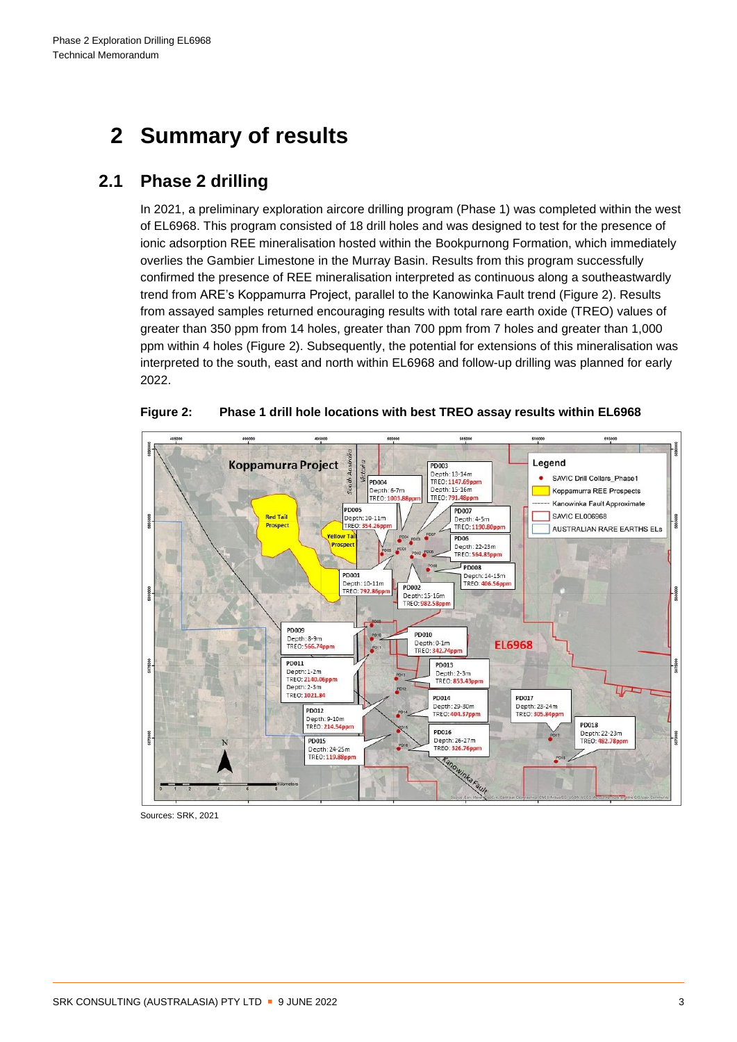# 2 Summary of results

## 2.1 Phase 2 drilling

In 2021, a preliminary exploration aircore drilling program (Phase 1) was completed within the west of EL6968. This program consisted of 18 drill holes and was designed to test for the presence of ionic adsorption REE mineralisation hosted within the Bookpurnong Formation, which immediately overlies the Gambier Limestone in the Murray Basin. Results from this program successfully confirmed the presence of REE mineralisation interpreted as continuous along a southeastwardly trend from ARE's Koppamurra Project, parallel to the Kanowinka Fault trend (Figure 2). Results from assayed samples returned encouraging results with total rare earth oxide (TREO) values of greater than 350 ppm from 14 holes, greater than 700 ppm from 7 holes and greater than 1,000 ppm within 4 holes (Figure 2). Subsequently, the potential for extensions of this mineralisation was interpreted to the south, east and north within EL6968 and follow-up drilling was planned for early 2022.

**Figure 2: Phase 1 drill hole locations with best TREO assay results within EL6968**

Koppamurra Project

Legend
- SAVIC Drill Collars_Phase1
- Koppamurra REE Prospects
- Kanowinka Fault Approximate
- SAVIC EL006968
- AUSTRALIAN RARE EARTHS ELs

Red Tail Prospect
Yellow Tail Prospect
EL6968
Kanowinka Fault

PD003 Depth: 13-14m TREO: 1147.69ppm Depth: 15-16m TREO: 791.48ppm
PD004 Depth: 6-7m TREO: 1003.88ppm
PD005 Depth: 10-11m TREO: 354.26ppm
PD007 Depth: 4-5m TREO: 1190.80ppm
PD06 Depth: 22-23m TREO: 564.85ppm
PD008 Depth: 14-15m TREO: 406.56ppm
PD001 Depth: 10-11m TREO: 792.86ppm
PD002 Depth: 15-16m TREO: 982.58ppm
PD009 Depth: 8-9m TREO: 566.74ppm
PD010 Depth: 0-1m TREO: 342.74ppm
PD011 Depth: 1-2m TREO: 2140.06ppm Depth: 2-3m TREO: 1021.84
PD013 Depth: 2-3m TREO: 853.43ppm
PD012 Depth: 9-10m TREO: 214.54ppm
PD014 Depth: 29-30m TREO: 404.37ppm
PD017 Depth: 23-24m TREO: 305.84ppm
PD018 Depth: 22-23m TREO: 482.78ppm
PD015 Depth: 24-25m TREO: 119.88ppm
PD016 Depth: 26-27m TREO: 326.76ppm

Sources: SRK, 2021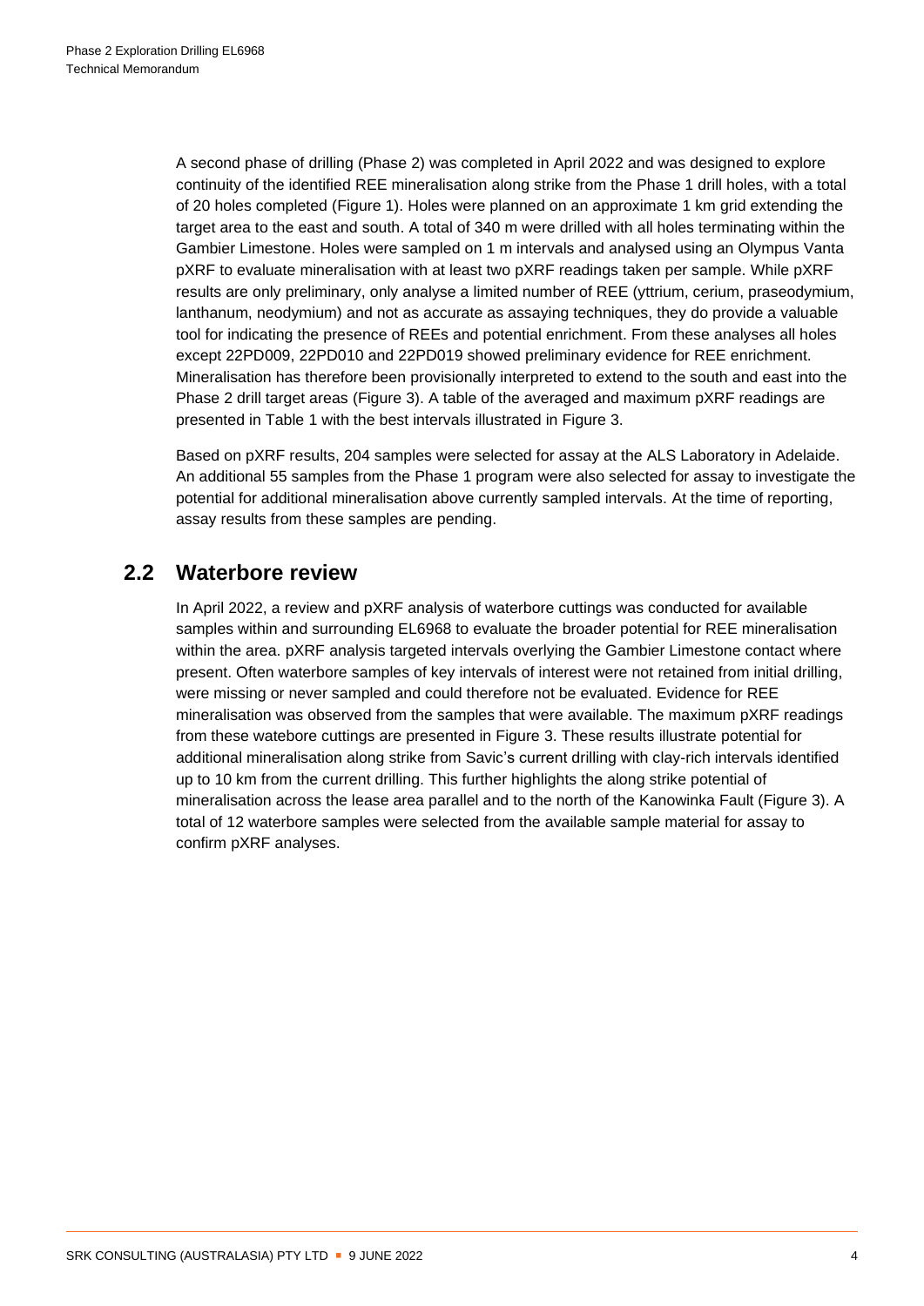A second phase of drilling (Phase 2) was completed in April 2022 and was designed to explore continuity of the identified REE mineralisation along strike from the Phase 1 drill holes, with a total of 20 holes completed (Figure 1). Holes were planned on an approximate 1 km grid extending the target area to the east and south. A total of 340 m were drilled with all holes terminating within the Gambier Limestone. Holes were sampled on 1 m intervals and analysed using an Olympus Vanta pXRF to evaluate mineralisation with at least two pXRF readings taken per sample. While pXRF results are only preliminary, only analyse a limited number of REE (yttrium, cerium, praseodymium, lanthanum, neodymium) and not as accurate as assaying techniques, they do provide a valuable tool for indicating the presence of REEs and potential enrichment. From these analyses all holes except 22PD009, 22PD010 and 22PD019 showed preliminary evidence for REE enrichment. Mineralisation has therefore been provisionally interpreted to extend to the south and east into the Phase 2 drill target areas (Figure 3). A table of the averaged and maximum pXRF readings are presented in Table 1 with the best intervals illustrated in Figure 3.

Based on pXRF results, 204 samples were selected for assay at the ALS Laboratory in Adelaide. An additional 55 samples from the Phase 1 program were also selected for assay to investigate the potential for additional mineralisation above currently sampled intervals. At the time of reporting, assay results from these samples are pending.

## 2.2 Waterbore review

In April 2022, a review and pXRF analysis of waterbore cuttings was conducted for available samples within and surrounding EL6968 to evaluate the broader potential for REE mineralisation within the area. pXRF analysis targeted intervals overlying the Gambier Limestone contact where present. Often waterbore samples of key intervals of interest were not retained from initial drilling, were missing or never sampled and could therefore not be evaluated. Evidence for REE mineralisation was observed from the samples that were available. The maximum pXRF readings from these watebore cuttings are presented in Figure 3. These results illustrate potential for additional mineralisation along strike from Savic's current drilling with clay-rich intervals identified up to 10 km from the current drilling. This further highlights the along strike potential of mineralisation across the lease area parallel and to the north of the Kanowinka Fault (Figure 3). A total of 12 waterbore samples were selected from the available sample material for assay to confirm pXRF analyses.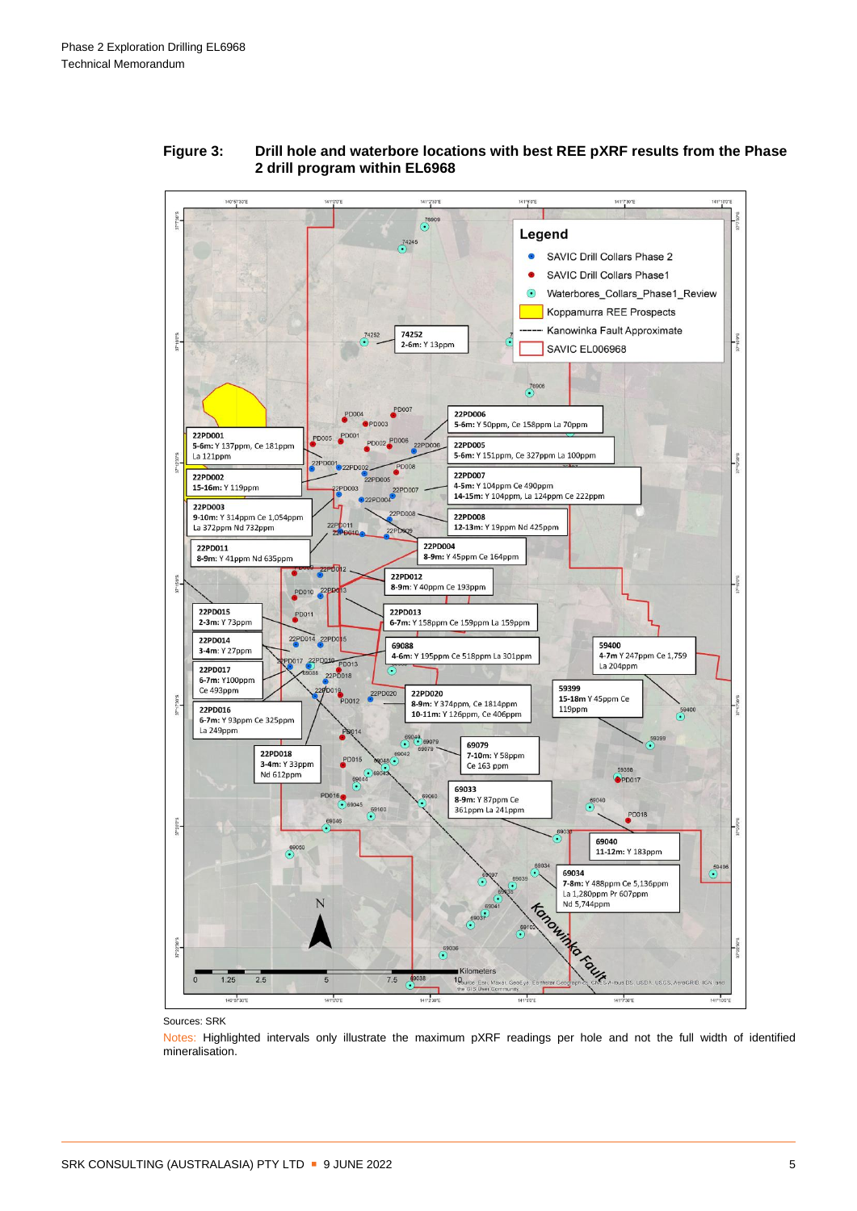**Figure 3: Drill hole and waterbore locations with best REE pXRF results from the Phase 2 drill program within EL6968**

Legend
SAVIC Drill Collars Phase 2
SAVIC Drill Collars Phase1
Waterbores_Collars_Phase1_Review
Koppamurra REE Prospects
Kanowinka Fault Approximate
SAVIC EL006968

74252
2-6m: Y 13ppm

22PD006
5-6m: Y 50ppm, Ce 158ppm La 70ppm

22PD001
5-6m: Y 137ppm, Ce 181ppm La 121ppm

22PD005
5-6m: Y 151ppm, Ce 327ppm La 100ppm

22PD002
15-16m: Y 119ppm

22PD007
4-5m: Y 104ppm Ce 490ppm
14-15m: Y 104ppm, La 124ppm Ce 222ppm

22PD003
9-10m: Y 314ppm Ce 1,054ppm La 372ppm Nd 732ppm

22PD008
12-13m: Y 19ppm Nd 425ppm

22PD011
8-9m: Y 41ppm Nd 635ppm

22PD004
8-9m: Y 45ppm Ce 164ppm

22PD012
8-9m: Y 40ppm Ce 193ppm

22PD015
2-3m: Y 73ppm

22PD013
6-7m: Y 158ppm Ce 159ppm La 159ppm

22PD014
3-4m: Y 27ppm

69088
4-6m: Y 195ppm Ce 518ppm La 301ppm

59400
4-7m Y 247ppm Ce 1,759 La 204ppm

22PD017
6-7m: Y100ppm Ce 493ppm

22PD020
8-9m: Y 374ppm, Ce 1814ppm
10-11m: Y 126ppm, Ce 406ppm

59399
15-18m Y 45ppm Ce 119ppm

22PD016
6-7m: Y 93ppm Ce 325ppm La 249ppm

69079
7-10m: Y 58ppm Ce 163 ppm

22PD018
3-4m: Y 33ppm Nd 612ppm

69033
8-9m: Y 87ppm Ce 361ppm La 241ppm

69040
11-12m: Y 183ppm

69034
7-8m: Y 488ppm Ce 5,136ppm La 1,280ppm Pr 607ppm Nd 5,744ppm

Kanowinka Fault

N

0 1.25 2.5 5 7.5 10 Kilometers

Sources: SRK

Notes: Highlighted intervals only illustrate the maximum pXRF readings per hole and not the full width of identified mineralisation.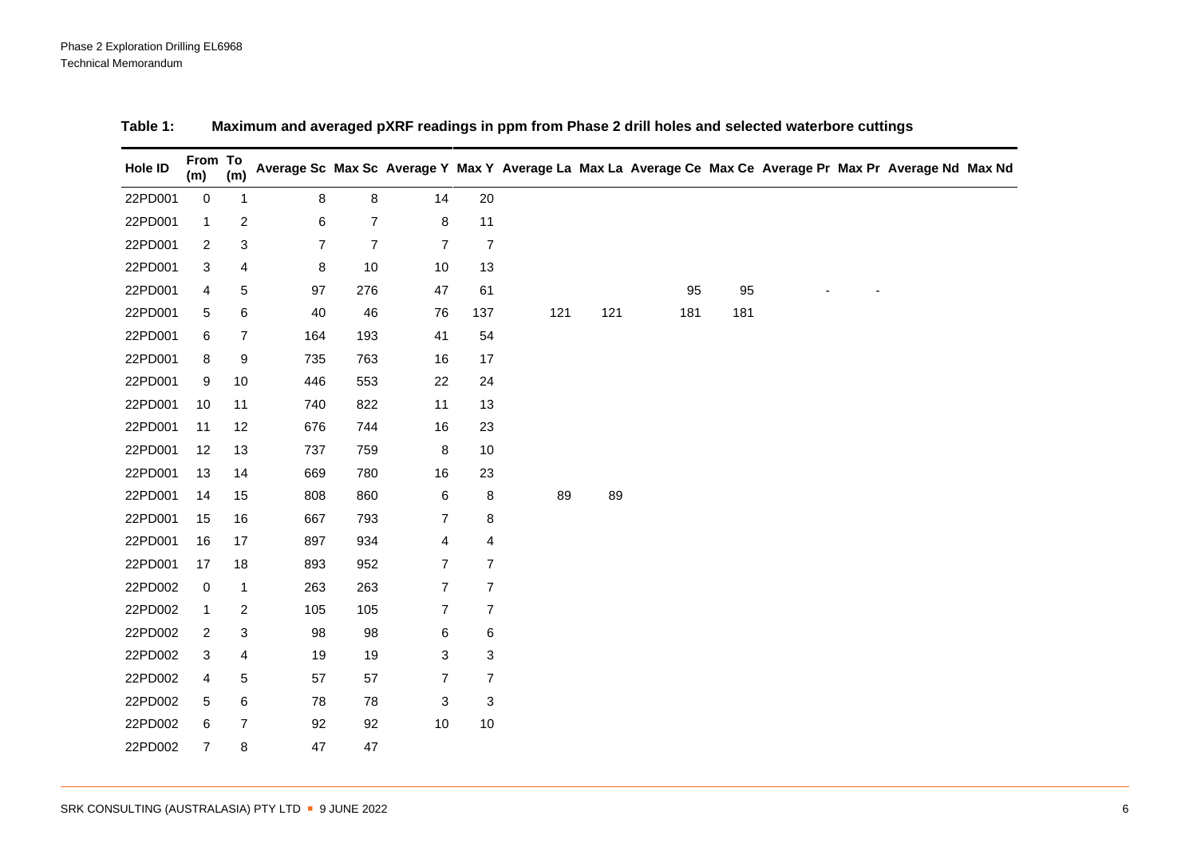**Table 1: Maximum and averaged pXRF readings in ppm from Phase 2 drill holes and selected waterbore cuttings**

| Hole ID | From (m) | To (m) | Average Sc | Max Sc | Average Y | Max Y | Average La | Max La | Average Ce | Max Ce | Average Pr | Max Pr | Average Nd | Max Nd |
|---|---|---|---|---|---|---|---|---|---|---|---|---|---|---|
| 22PD001 | 0 | 1 | 8 | 8 | 14 | 20 | | | | | | | | |
| 22PD001 | 1 | 2 | 6 | 7 | 8 | 11 | | | | | | | | |
| 22PD001 | 2 | 3 | 7 | 7 | 7 | 7 | | | | | | | | |
| 22PD001 | 3 | 4 | 8 | 10 | 10 | 13 | | | | | | | | |
| 22PD001 | 4 | 5 | 97 | 276 | 47 | 61 | | | 95 | 95 | - | - | | |
| 22PD001 | 5 | 6 | 40 | 46 | 76 | 137 | 121 | 121 | 181 | 181 | | | | |
| 22PD001 | 6 | 7 | 164 | 193 | 41 | 54 | | | | | | | | |
| 22PD001 | 8 | 9 | 735 | 763 | 16 | 17 | | | | | | | | |
| 22PD001 | 9 | 10 | 446 | 553 | 22 | 24 | | | | | | | | |
| 22PD001 | 10 | 11 | 740 | 822 | 11 | 13 | | | | | | | | |
| 22PD001 | 11 | 12 | 676 | 744 | 16 | 23 | | | | | | | | |
| 22PD001 | 12 | 13 | 737 | 759 | 8 | 10 | | | | | | | | |
| 22PD001 | 13 | 14 | 669 | 780 | 16 | 23 | | | | | | | | |
| 22PD001 | 14 | 15 | 808 | 860 | 6 | 8 | 89 | 89 | | | | | | |
| 22PD001 | 15 | 16 | 667 | 793 | 7 | 8 | | | | | | | | |
| 22PD001 | 16 | 17 | 897 | 934 | 4 | 4 | | | | | | | | |
| 22PD001 | 17 | 18 | 893 | 952 | 7 | 7 | | | | | | | | |
| 22PD002 | 0 | 1 | 263 | 263 | 7 | 7 | | | | | | | | |
| 22PD002 | 1 | 2 | 105 | 105 | 7 | 7 | | | | | | | | |
| 22PD002 | 2 | 3 | 98 | 98 | 6 | 6 | | | | | | | | |
| 22PD002 | 3 | 4 | 19 | 19 | 3 | 3 | | | | | | | | |
| 22PD002 | 4 | 5 | 57 | 57 | 7 | 7 | | | | | | | | |
| 22PD002 | 5 | 6 | 78 | 78 | 3 | 3 | | | | | | | | |
| 22PD002 | 6 | 7 | 92 | 92 | 10 | 10 | | | | | | | | |
| 22PD002 | 7 | 8 | 47 | 47 | | | | | | | | | | |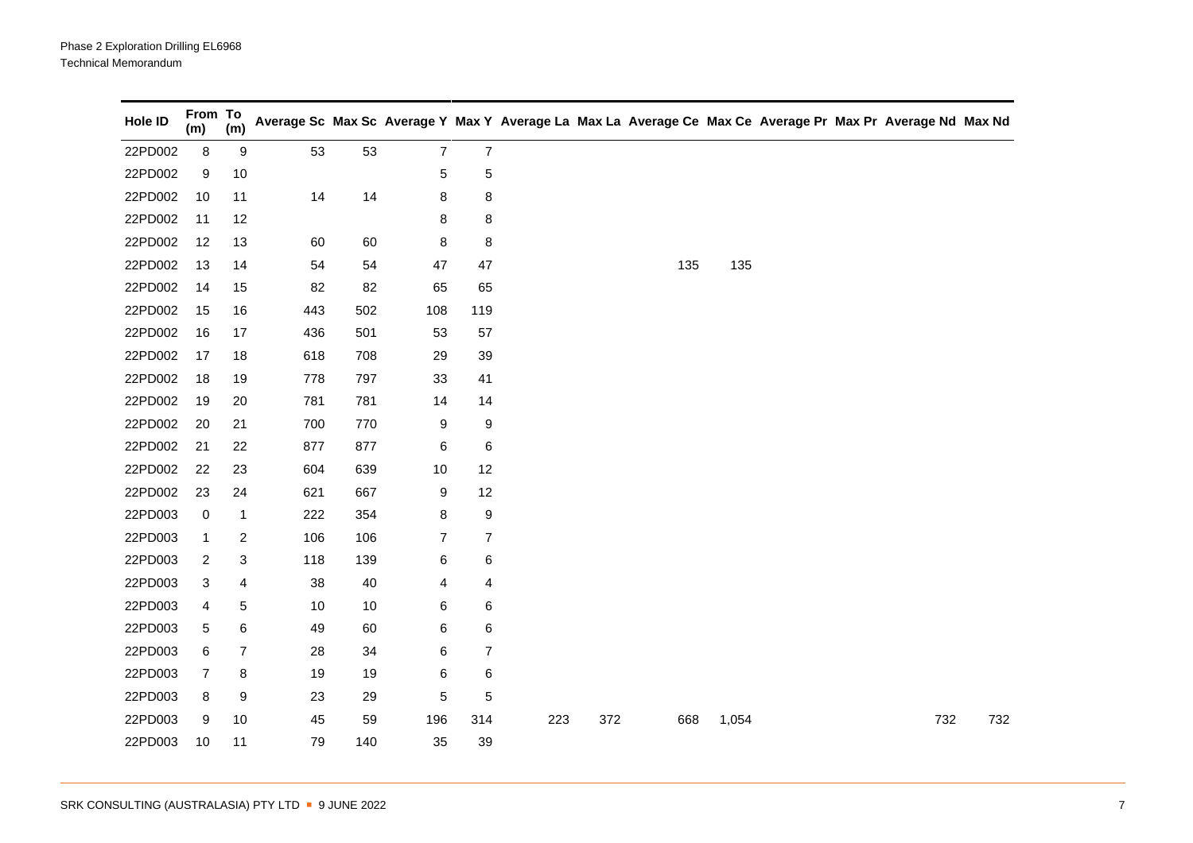| Hole ID | From (m) | To (m) | Average Sc | Max Sc | Average Y | Max Y | Average La | Max La | Average Ce | Max Ce | Average Pr | Max Pr | Average Nd | Max Nd |
|---|---|---|---|---|---|---|---|---|---|---|---|---|---|---|
| 22PD002 | 8 | 9 | 53 | 53 | 7 | 7 | | | | | | | | |
| 22PD002 | 9 | 10 | | | 5 | 5 | | | | | | | | |
| 22PD002 | 10 | 11 | 14 | 14 | 8 | 8 | | | | | | | | |
| 22PD002 | 11 | 12 | | | 8 | 8 | | | | | | | | |
| 22PD002 | 12 | 13 | 60 | 60 | 8 | 8 | | | | | | | | |
| 22PD002 | 13 | 14 | 54 | 54 | 47 | 47 | | | 135 | 135 | | | | |
| 22PD002 | 14 | 15 | 82 | 82 | 65 | 65 | | | | | | | | |
| 22PD002 | 15 | 16 | 443 | 502 | 108 | 119 | | | | | | | | |
| 22PD002 | 16 | 17 | 436 | 501 | 53 | 57 | | | | | | | | |
| 22PD002 | 17 | 18 | 618 | 708 | 29 | 39 | | | | | | | | |
| 22PD002 | 18 | 19 | 778 | 797 | 33 | 41 | | | | | | | | |
| 22PD002 | 19 | 20 | 781 | 781 | 14 | 14 | | | | | | | | |
| 22PD002 | 20 | 21 | 700 | 770 | 9 | 9 | | | | | | | | |
| 22PD002 | 21 | 22 | 877 | 877 | 6 | 6 | | | | | | | | |
| 22PD002 | 22 | 23 | 604 | 639 | 10 | 12 | | | | | | | | |
| 22PD002 | 23 | 24 | 621 | 667 | 9 | 12 | | | | | | | | |
| 22PD003 | 0 | 1 | 222 | 354 | 8 | 9 | | | | | | | | |
| 22PD003 | 1 | 2 | 106 | 106 | 7 | 7 | | | | | | | | |
| 22PD003 | 2 | 3 | 118 | 139 | 6 | 6 | | | | | | | | |
| 22PD003 | 3 | 4 | 38 | 40 | 4 | 4 | | | | | | | | |
| 22PD003 | 4 | 5 | 10 | 10 | 6 | 6 | | | | | | | | |
| 22PD003 | 5 | 6 | 49 | 60 | 6 | 6 | | | | | | | | |
| 22PD003 | 6 | 7 | 28 | 34 | 6 | 7 | | | | | | | | |
| 22PD003 | 7 | 8 | 19 | 19 | 6 | 6 | | | | | | | | |
| 22PD003 | 8 | 9 | 23 | 29 | 5 | 5 | | | | | | | | |
| 22PD003 | 9 | 10 | 45 | 59 | 196 | 314 | 223 | 372 | 668 | 1,054 | | | 732 | 732 |
| 22PD003 | 10 | 11 | 79 | 140 | 35 | 39 | | | | | | | | |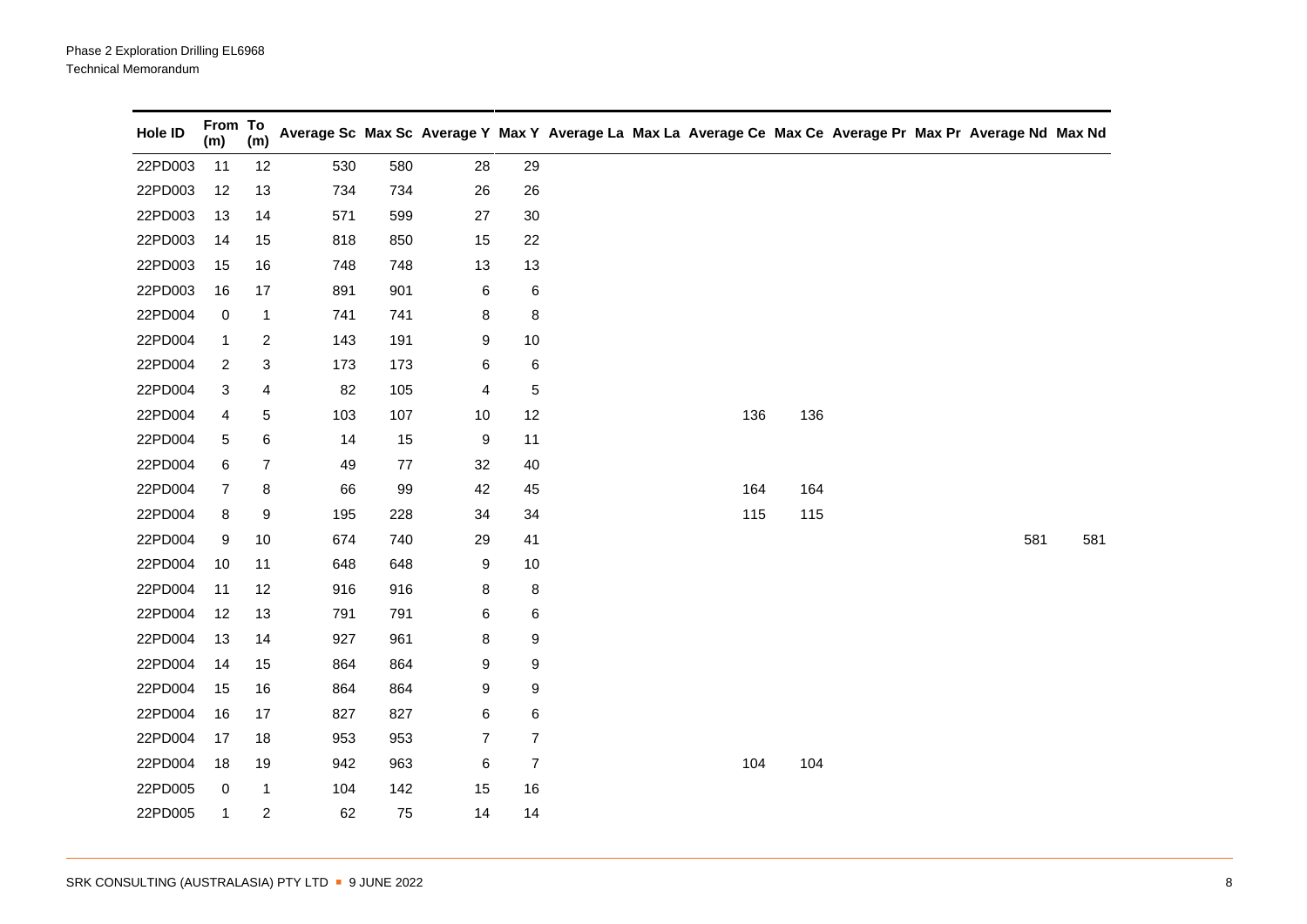| Hole ID | From (m) | To (m) | Average Sc | Max Sc | Average Y | Max Y | Average La | Max La | Average Ce | Max Ce | Average Pr | Max Pr | Average Nd | Max Nd |
|---|---|---|---|---|---|---|---|---|---|---|---|---|---|---|
| 22PD003 | 11 | 12 | 530 | 580 | 28 | 29 | | | | | | | | |
| 22PD003 | 12 | 13 | 734 | 734 | 26 | 26 | | | | | | | | |
| 22PD003 | 13 | 14 | 571 | 599 | 27 | 30 | | | | | | | | |
| 22PD003 | 14 | 15 | 818 | 850 | 15 | 22 | | | | | | | | |
| 22PD003 | 15 | 16 | 748 | 748 | 13 | 13 | | | | | | | | |
| 22PD003 | 16 | 17 | 891 | 901 | 6 | 6 | | | | | | | | |
| 22PD004 | 0 | 1 | 741 | 741 | 8 | 8 | | | | | | | | |
| 22PD004 | 1 | 2 | 143 | 191 | 9 | 10 | | | | | | | | |
| 22PD004 | 2 | 3 | 173 | 173 | 6 | 6 | | | | | | | | |
| 22PD004 | 3 | 4 | 82 | 105 | 4 | 5 | | | | | | | | |
| 22PD004 | 4 | 5 | 103 | 107 | 10 | 12 | | | 136 | 136 | | | | |
| 22PD004 | 5 | 6 | 14 | 15 | 9 | 11 | | | | | | | | |
| 22PD004 | 6 | 7 | 49 | 77 | 32 | 40 | | | | | | | | |
| 22PD004 | 7 | 8 | 66 | 99 | 42 | 45 | | | 164 | 164 | | | | |
| 22PD004 | 8 | 9 | 195 | 228 | 34 | 34 | | | 115 | 115 | | | | |
| 22PD004 | 9 | 10 | 674 | 740 | 29 | 41 | | | | | | | 581 | 581 |
| 22PD004 | 10 | 11 | 648 | 648 | 9 | 10 | | | | | | | | |
| 22PD004 | 11 | 12 | 916 | 916 | 8 | 8 | | | | | | | | |
| 22PD004 | 12 | 13 | 791 | 791 | 6 | 6 | | | | | | | | |
| 22PD004 | 13 | 14 | 927 | 961 | 8 | 9 | | | | | | | | |
| 22PD004 | 14 | 15 | 864 | 864 | 9 | 9 | | | | | | | | |
| 22PD004 | 15 | 16 | 864 | 864 | 9 | 9 | | | | | | | | |
| 22PD004 | 16 | 17 | 827 | 827 | 6 | 6 | | | | | | | | |
| 22PD004 | 17 | 18 | 953 | 953 | 7 | 7 | | | | | | | | |
| 22PD004 | 18 | 19 | 942 | 963 | 6 | 7 | | | 104 | 104 | | | | |
| 22PD005 | 0 | 1 | 104 | 142 | 15 | 16 | | | | | | | | |
| 22PD005 | 1 | 2 | 62 | 75 | 14 | 14 | | | | | | | | |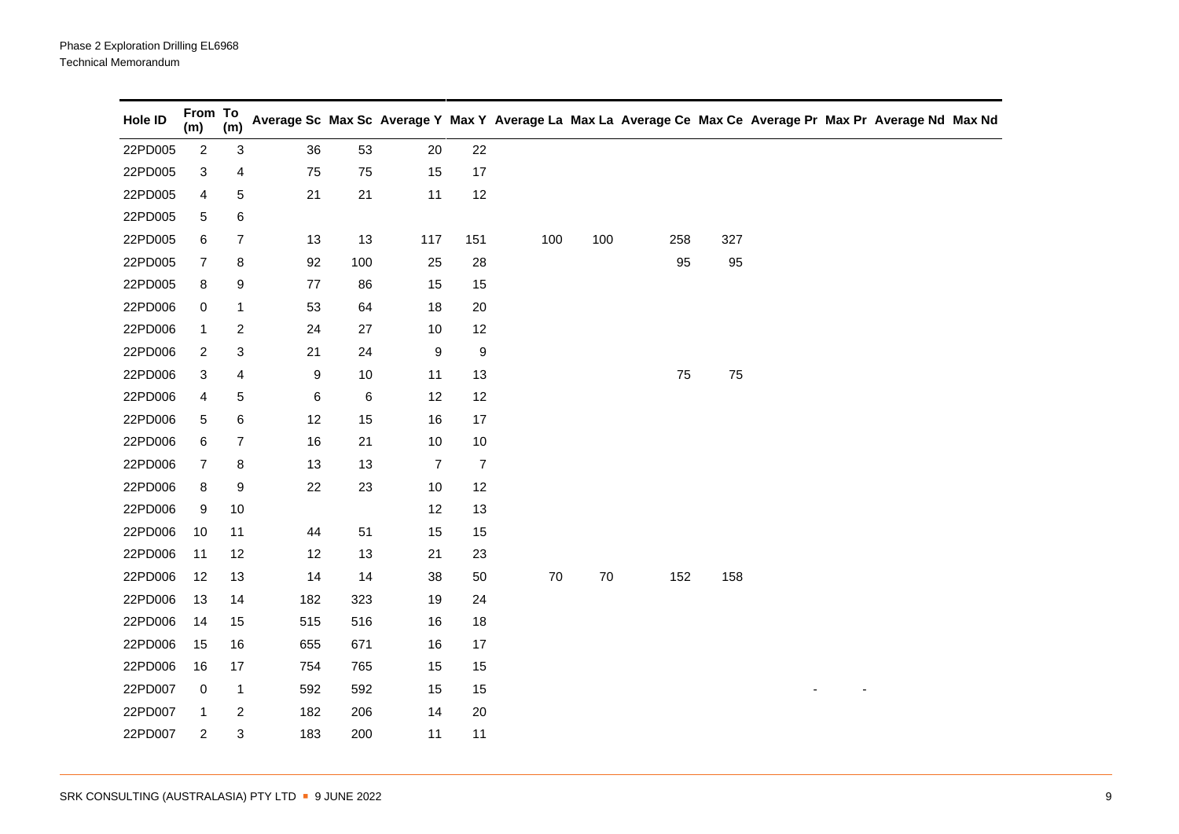| Hole ID | From (m) | To (m) | Average Sc | Max Sc | Average Y | Max Y | Average La | Max La | Average Ce | Max Ce | Average Pr | Max Pr | Average Nd | Max Nd |
|---|---|---|---|---|---|---|---|---|---|---|---|---|---|---|
| 22PD005 | 2 | 3 | 36 | 53 | 20 | 22 | | | | | | | | |
| 22PD005 | 3 | 4 | 75 | 75 | 15 | 17 | | | | | | | | |
| 22PD005 | 4 | 5 | 21 | 21 | 11 | 12 | | | | | | | | |
| 22PD005 | 5 | 6 | | | | | | | | | | | | |
| 22PD005 | 6 | 7 | 13 | 13 | 117 | 151 | 100 | 100 | 258 | 327 | | | | |
| 22PD005 | 7 | 8 | 92 | 100 | 25 | 28 | | | 95 | 95 | | | | |
| 22PD005 | 8 | 9 | 77 | 86 | 15 | 15 | | | | | | | | |
| 22PD006 | 0 | 1 | 53 | 64 | 18 | 20 | | | | | | | | |
| 22PD006 | 1 | 2 | 24 | 27 | 10 | 12 | | | | | | | | |
| 22PD006 | 2 | 3 | 21 | 24 | 9 | 9 | | | | | | | | |
| 22PD006 | 3 | 4 | 9 | 10 | 11 | 13 | | | 75 | 75 | | | | |
| 22PD006 | 4 | 5 | 6 | 6 | 12 | 12 | | | | | | | | |
| 22PD006 | 5 | 6 | 12 | 15 | 16 | 17 | | | | | | | | |
| 22PD006 | 6 | 7 | 16 | 21 | 10 | 10 | | | | | | | | |
| 22PD006 | 7 | 8 | 13 | 13 | 7 | 7 | | | | | | | | |
| 22PD006 | 8 | 9 | 22 | 23 | 10 | 12 | | | | | | | | |
| 22PD006 | 9 | 10 | | | 12 | 13 | | | | | | | | |
| 22PD006 | 10 | 11 | 44 | 51 | 15 | 15 | | | | | | | | |
| 22PD006 | 11 | 12 | 12 | 13 | 21 | 23 | | | | | | | | |
| 22PD006 | 12 | 13 | 14 | 14 | 38 | 50 | 70 | 70 | 152 | 158 | | | | |
| 22PD006 | 13 | 14 | 182 | 323 | 19 | 24 | | | | | | | | |
| 22PD006 | 14 | 15 | 515 | 516 | 16 | 18 | | | | | | | | |
| 22PD006 | 15 | 16 | 655 | 671 | 16 | 17 | | | | | | | | |
| 22PD006 | 16 | 17 | 754 | 765 | 15 | 15 | | | | | | | | |
| 22PD007 | 0 | 1 | 592 | 592 | 15 | 15 | | | | | - | - | | |
| 22PD007 | 1 | 2 | 182 | 206 | 14 | 20 | | | | | | | | |
| 22PD007 | 2 | 3 | 183 | 200 | 11 | 11 | | | | | | | | |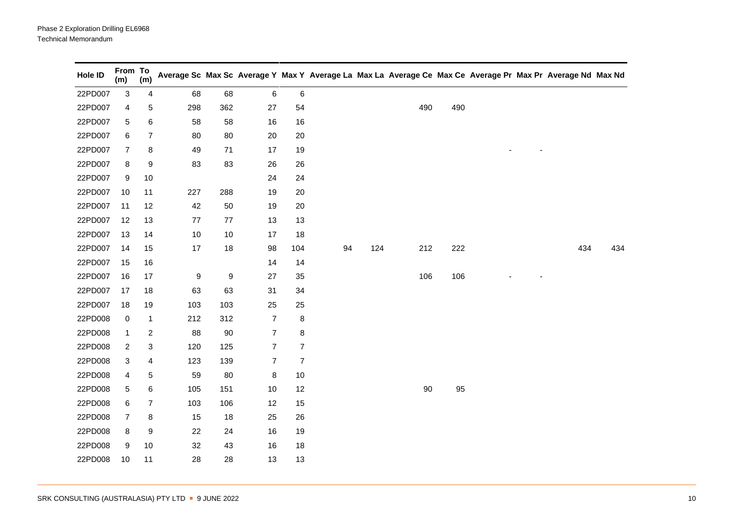| Hole ID | From (m) | To (m) | Average Sc | Max Sc | Average Y | Max Y | Average La | Max La | Average Ce | Max Ce | Average Pr | Max Pr | Average Nd | Max Nd |
|---|---|---|---|---|---|---|---|---|---|---|---|---|---|---|
| 22PD007 | 3 | 4 | 68 | 68 | 6 | 6 | | | | | | | | |
| 22PD007 | 4 | 5 | 298 | 362 | 27 | 54 | | | 490 | 490 | | | | |
| 22PD007 | 5 | 6 | 58 | 58 | 16 | 16 | | | | | | | | |
| 22PD007 | 6 | 7 | 80 | 80 | 20 | 20 | | | | | | | | |
| 22PD007 | 7 | 8 | 49 | 71 | 17 | 19 | | | | | - | - | | |
| 22PD007 | 8 | 9 | 83 | 83 | 26 | 26 | | | | | | | | |
| 22PD007 | 9 | 10 | | | 24 | 24 | | | | | | | | |
| 22PD007 | 10 | 11 | 227 | 288 | 19 | 20 | | | | | | | | |
| 22PD007 | 11 | 12 | 42 | 50 | 19 | 20 | | | | | | | | |
| 22PD007 | 12 | 13 | 77 | 77 | 13 | 13 | | | | | | | | |
| 22PD007 | 13 | 14 | 10 | 10 | 17 | 18 | | | | | | | | |
| 22PD007 | 14 | 15 | 17 | 18 | 98 | 104 | 94 | 124 | 212 | 222 | | | 434 | 434 |
| 22PD007 | 15 | 16 | | | 14 | 14 | | | | | | | | |
| 22PD007 | 16 | 17 | 9 | 9 | 27 | 35 | | | 106 | 106 | - | - | | |
| 22PD007 | 17 | 18 | 63 | 63 | 31 | 34 | | | | | | | | |
| 22PD007 | 18 | 19 | 103 | 103 | 25 | 25 | | | | | | | | |
| 22PD008 | 0 | 1 | 212 | 312 | 7 | 8 | | | | | | | | |
| 22PD008 | 1 | 2 | 88 | 90 | 7 | 8 | | | | | | | | |
| 22PD008 | 2 | 3 | 120 | 125 | 7 | 7 | | | | | | | | |
| 22PD008 | 3 | 4 | 123 | 139 | 7 | 7 | | | | | | | | |
| 22PD008 | 4 | 5 | 59 | 80 | 8 | 10 | | | | | | | | |
| 22PD008 | 5 | 6 | 105 | 151 | 10 | 12 | | | 90 | 95 | | | | |
| 22PD008 | 6 | 7 | 103 | 106 | 12 | 15 | | | | | | | | |
| 22PD008 | 7 | 8 | 15 | 18 | 25 | 26 | | | | | | | | |
| 22PD008 | 8 | 9 | 22 | 24 | 16 | 19 | | | | | | | | |
| 22PD008 | 9 | 10 | 32 | 43 | 16 | 18 | | | | | | | | |
| 22PD008 | 10 | 11 | 28 | 28 | 13 | 13 | | | | | | | | |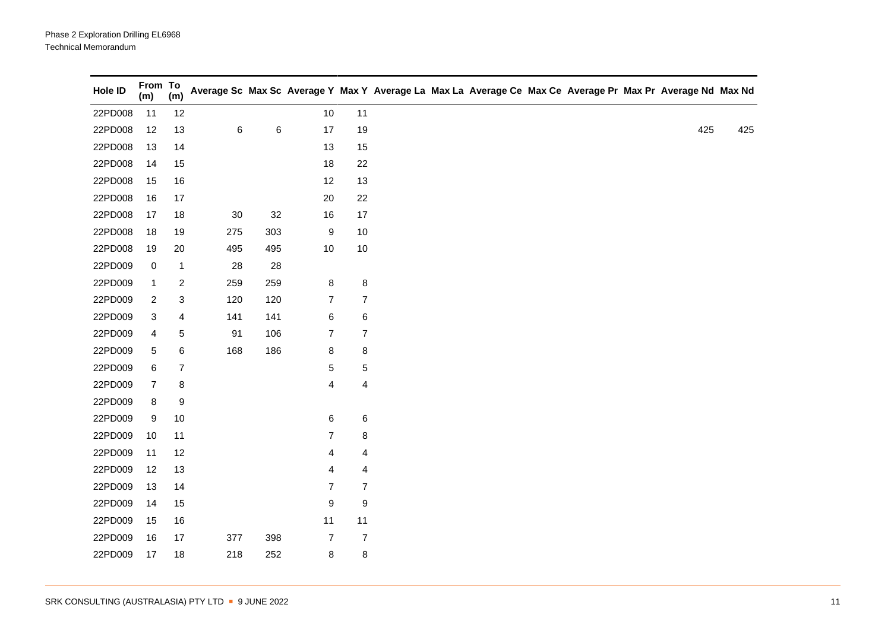| Hole ID | From (m) | To (m) | Average Sc | Max Sc | Average Y | Max Y | Average La | Max La | Average Ce | Max Ce | Average Pr | Max Pr | Average Nd | Max Nd |
|---|---|---|---|---|---|---|---|---|---|---|---|---|---|---|
| 22PD008 | 11 | 12 | | | 10 | 11 | | | | | | | | |
| 22PD008 | 12 | 13 | 6 | 6 | 17 | 19 | | | | | | | 425 | 425 |
| 22PD008 | 13 | 14 | | | 13 | 15 | | | | | | | | |
| 22PD008 | 14 | 15 | | | 18 | 22 | | | | | | | | |
| 22PD008 | 15 | 16 | | | 12 | 13 | | | | | | | | |
| 22PD008 | 16 | 17 | | | 20 | 22 | | | | | | | | |
| 22PD008 | 17 | 18 | 30 | 32 | 16 | 17 | | | | | | | | |
| 22PD008 | 18 | 19 | 275 | 303 | 9 | 10 | | | | | | | | |
| 22PD008 | 19 | 20 | 495 | 495 | 10 | 10 | | | | | | | | |
| 22PD009 | 0 | 1 | 28 | 28 | | | | | | | | | | |
| 22PD009 | 1 | 2 | 259 | 259 | 8 | 8 | | | | | | | | |
| 22PD009 | 2 | 3 | 120 | 120 | 7 | 7 | | | | | | | | |
| 22PD009 | 3 | 4 | 141 | 141 | 6 | 6 | | | | | | | | |
| 22PD009 | 4 | 5 | 91 | 106 | 7 | 7 | | | | | | | | |
| 22PD009 | 5 | 6 | 168 | 186 | 8 | 8 | | | | | | | | |
| 22PD009 | 6 | 7 | | | 5 | 5 | | | | | | | | |
| 22PD009 | 7 | 8 | | | 4 | 4 | | | | | | | | |
| 22PD009 | 8 | 9 | | | | | | | | | | | | |
| 22PD009 | 9 | 10 | | | 6 | 6 | | | | | | | | |
| 22PD009 | 10 | 11 | | | 7 | 8 | | | | | | | | |
| 22PD009 | 11 | 12 | | | 4 | 4 | | | | | | | | |
| 22PD009 | 12 | 13 | | | 4 | 4 | | | | | | | | |
| 22PD009 | 13 | 14 | | | 7 | 7 | | | | | | | | |
| 22PD009 | 14 | 15 | | | 9 | 9 | | | | | | | | |
| 22PD009 | 15 | 16 | | | 11 | 11 | | | | | | | | |
| 22PD009 | 16 | 17 | 377 | 398 | 7 | 7 | | | | | | | | |
| 22PD009 | 17 | 18 | 218 | 252 | 8 | 8 | | | | | | | | |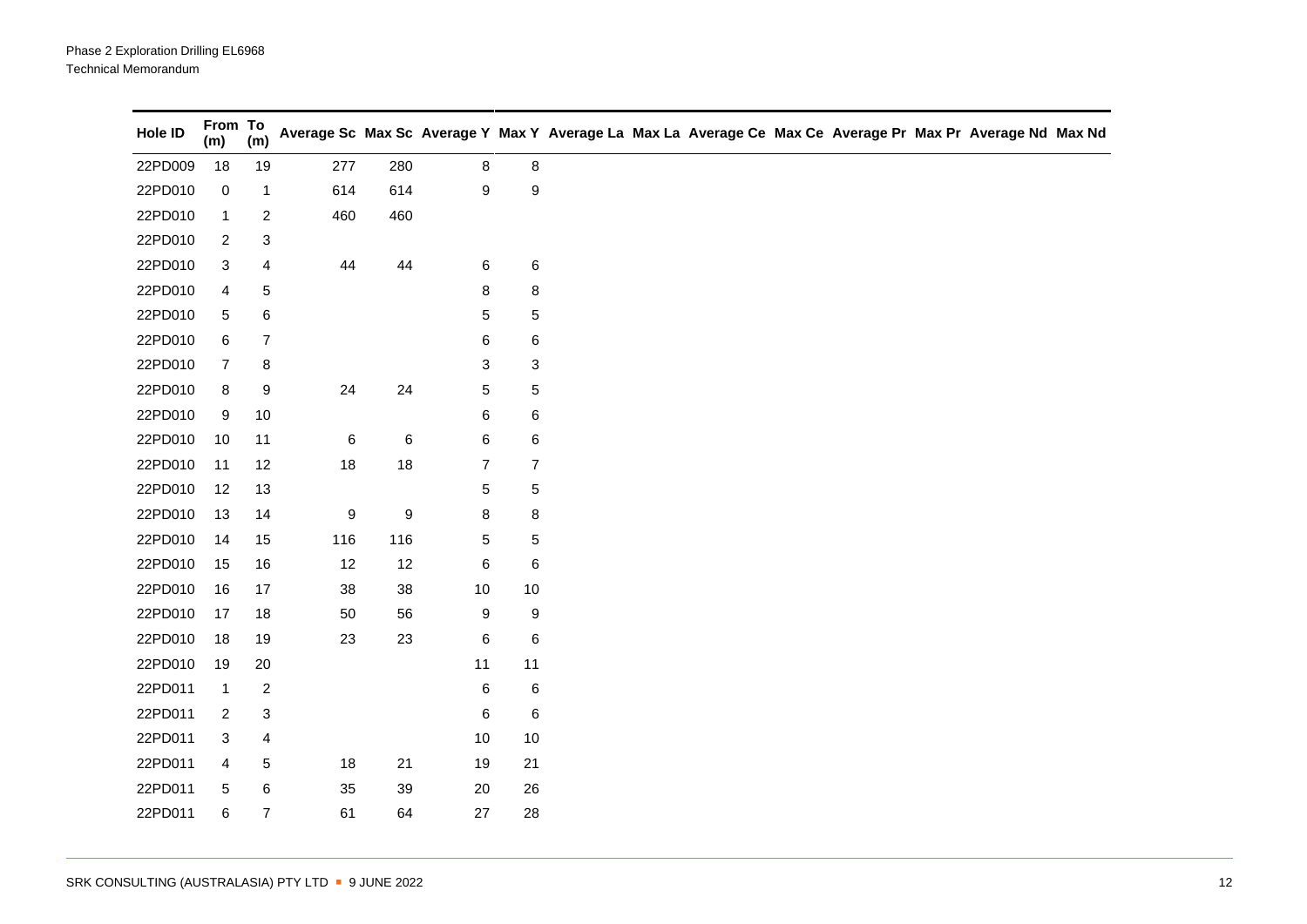| Hole ID | From (m) | To (m) | Average Sc | Max Sc | Average Y | Max Y | Average La | Max La | Average Ce | Max Ce | Average Pr | Max Pr | Average Nd | Max Nd |
|---|---|---|---|---|---|---|---|---|---|---|---|---|---|---|
| 22PD009 | 18 | 19 | 277 | 280 | 8 | 8 | | | | | | | | |
| 22PD010 | 0 | 1 | 614 | 614 | 9 | 9 | | | | | | | | |
| 22PD010 | 1 | 2 | 460 | 460 | | | | | | | | | | |
| 22PD010 | 2 | 3 | | | | | | | | | | | | |
| 22PD010 | 3 | 4 | 44 | 44 | 6 | 6 | | | | | | | | |
| 22PD010 | 4 | 5 | | | 8 | 8 | | | | | | | | |
| 22PD010 | 5 | 6 | | | 5 | 5 | | | | | | | | |
| 22PD010 | 6 | 7 | | | 6 | 6 | | | | | | | | |
| 22PD010 | 7 | 8 | | | 3 | 3 | | | | | | | | |
| 22PD010 | 8 | 9 | 24 | 24 | 5 | 5 | | | | | | | | |
| 22PD010 | 9 | 10 | | | 6 | 6 | | | | | | | | |
| 22PD010 | 10 | 11 | 6 | 6 | 6 | 6 | | | | | | | | |
| 22PD010 | 11 | 12 | 18 | 18 | 7 | 7 | | | | | | | | |
| 22PD010 | 12 | 13 | | | 5 | 5 | | | | | | | | |
| 22PD010 | 13 | 14 | 9 | 9 | 8 | 8 | | | | | | | | |
| 22PD010 | 14 | 15 | 116 | 116 | 5 | 5 | | | | | | | | |
| 22PD010 | 15 | 16 | 12 | 12 | 6 | 6 | | | | | | | | |
| 22PD010 | 16 | 17 | 38 | 38 | 10 | 10 | | | | | | | | |
| 22PD010 | 17 | 18 | 50 | 56 | 9 | 9 | | | | | | | | |
| 22PD010 | 18 | 19 | 23 | 23 | 6 | 6 | | | | | | | | |
| 22PD010 | 19 | 20 | | | 11 | 11 | | | | | | | | |
| 22PD011 | 1 | 2 | | | 6 | 6 | | | | | | | | |
| 22PD011 | 2 | 3 | | | 6 | 6 | | | | | | | | |
| 22PD011 | 3 | 4 | | | 10 | 10 | | | | | | | | |
| 22PD011 | 4 | 5 | 18 | 21 | 19 | 21 | | | | | | | | |
| 22PD011 | 5 | 6 | 35 | 39 | 20 | 26 | | | | | | | | |
| 22PD011 | 6 | 7 | 61 | 64 | 27 | 28 | | | | | | | | |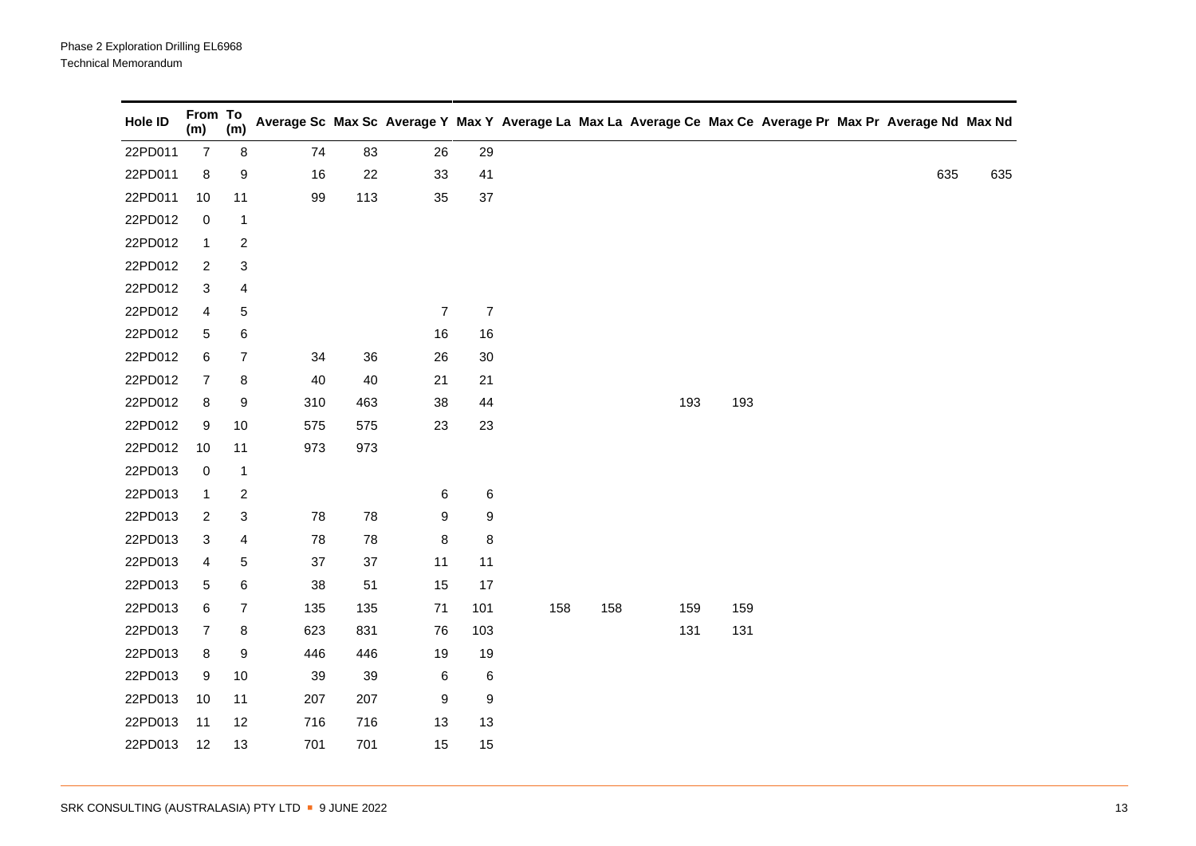| Hole ID | From (m) | To (m) | Average Sc | Max Sc | Average Y | Max Y | Average La | Max La | Average Ce | Max Ce | Average Pr | Max Pr | Average Nd | Max Nd |
|---|---|---|---|---|---|---|---|---|---|---|---|---|---|---|
| 22PD011 | 7 | 8 | 74 | 83 | 26 | 29 | | | | | | | | |
| 22PD011 | 8 | 9 | 16 | 22 | 33 | 41 | | | | | | | 635 | 635 |
| 22PD011 | 10 | 11 | 99 | 113 | 35 | 37 | | | | | | | | |
| 22PD012 | 0 | 1 | | | | | | | | | | | | |
| 22PD012 | 1 | 2 | | | | | | | | | | | | |
| 22PD012 | 2 | 3 | | | | | | | | | | | | |
| 22PD012 | 3 | 4 | | | | | | | | | | | | |
| 22PD012 | 4 | 5 | | | 7 | 7 | | | | | | | | |
| 22PD012 | 5 | 6 | | | 16 | 16 | | | | | | | | |
| 22PD012 | 6 | 7 | 34 | 36 | 26 | 30 | | | | | | | | |
| 22PD012 | 7 | 8 | 40 | 40 | 21 | 21 | | | | | | | | |
| 22PD012 | 8 | 9 | 310 | 463 | 38 | 44 | | | 193 | 193 | | | | |
| 22PD012 | 9 | 10 | 575 | 575 | 23 | 23 | | | | | | | | |
| 22PD012 | 10 | 11 | 973 | 973 | | | | | | | | | | |
| 22PD013 | 0 | 1 | | | | | | | | | | | | |
| 22PD013 | 1 | 2 | | | 6 | 6 | | | | | | | | |
| 22PD013 | 2 | 3 | 78 | 78 | 9 | 9 | | | | | | | | |
| 22PD013 | 3 | 4 | 78 | 78 | 8 | 8 | | | | | | | | |
| 22PD013 | 4 | 5 | 37 | 37 | 11 | 11 | | | | | | | | |
| 22PD013 | 5 | 6 | 38 | 51 | 15 | 17 | | | | | | | | |
| 22PD013 | 6 | 7 | 135 | 135 | 71 | 101 | 158 | 158 | 159 | 159 | | | | |
| 22PD013 | 7 | 8 | 623 | 831 | 76 | 103 | | | 131 | 131 | | | | |
| 22PD013 | 8 | 9 | 446 | 446 | 19 | 19 | | | | | | | | |
| 22PD013 | 9 | 10 | 39 | 39 | 6 | 6 | | | | | | | | |
| 22PD013 | 10 | 11 | 207 | 207 | 9 | 9 | | | | | | | | |
| 22PD013 | 11 | 12 | 716 | 716 | 13 | 13 | | | | | | | | |
| 22PD013 | 12 | 13 | 701 | 701 | 15 | 15 | | | | | | | | |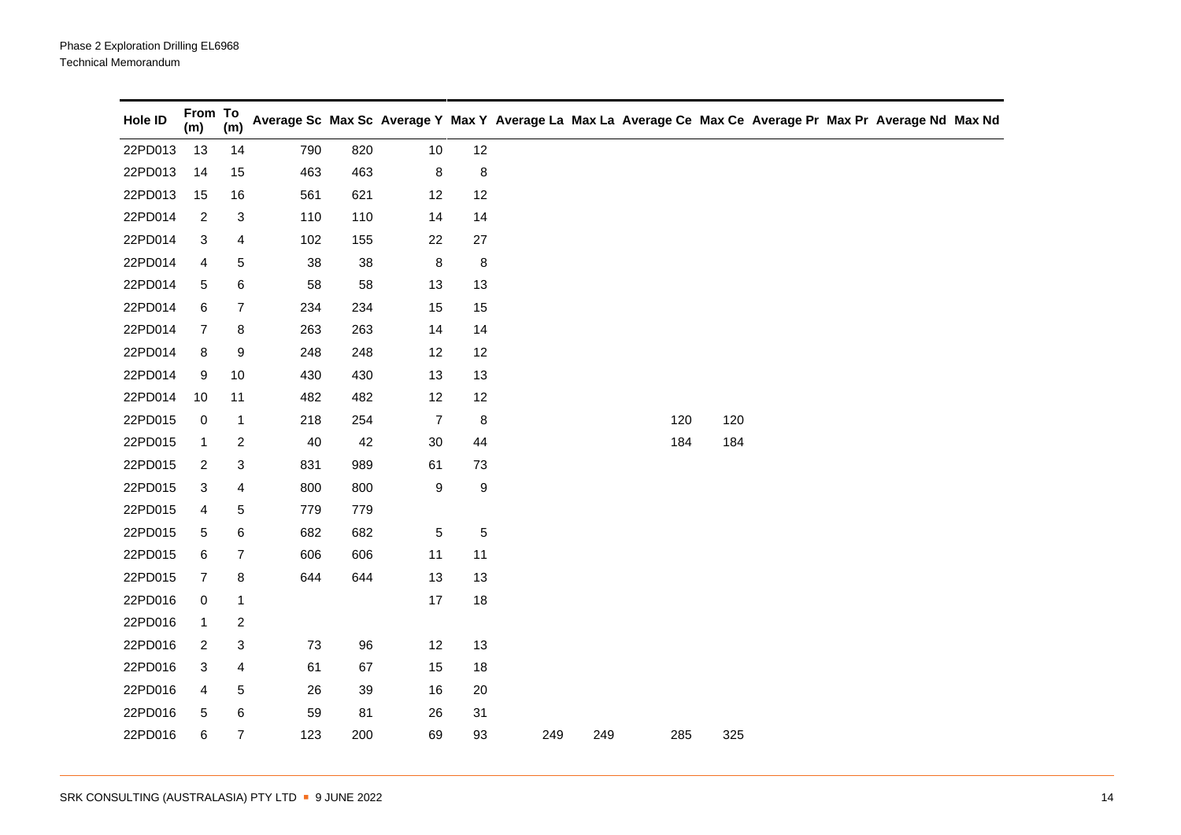| Hole ID | From (m) | To (m) | Average Sc | Max Sc | Average Y | Max Y | Average La | Max La | Average Ce | Max Ce | Average Pr | Max Pr | Average Nd | Max Nd |
|---|---|---|---|---|---|---|---|---|---|---|---|---|---|---|
| 22PD013 | 13 | 14 | 790 | 820 | 10 | 12 | | | | | | | | |
| 22PD013 | 14 | 15 | 463 | 463 | 8 | 8 | | | | | | | | |
| 22PD013 | 15 | 16 | 561 | 621 | 12 | 12 | | | | | | | | |
| 22PD014 | 2 | 3 | 110 | 110 | 14 | 14 | | | | | | | | |
| 22PD014 | 3 | 4 | 102 | 155 | 22 | 27 | | | | | | | | |
| 22PD014 | 4 | 5 | 38 | 38 | 8 | 8 | | | | | | | | |
| 22PD014 | 5 | 6 | 58 | 58 | 13 | 13 | | | | | | | | |
| 22PD014 | 6 | 7 | 234 | 234 | 15 | 15 | | | | | | | | |
| 22PD014 | 7 | 8 | 263 | 263 | 14 | 14 | | | | | | | | |
| 22PD014 | 8 | 9 | 248 | 248 | 12 | 12 | | | | | | | | |
| 22PD014 | 9 | 10 | 430 | 430 | 13 | 13 | | | | | | | | |
| 22PD014 | 10 | 11 | 482 | 482 | 12 | 12 | | | | | | | | |
| 22PD015 | 0 | 1 | 218 | 254 | 7 | 8 | | | 120 | 120 | | | | |
| 22PD015 | 1 | 2 | 40 | 42 | 30 | 44 | | | 184 | 184 | | | | |
| 22PD015 | 2 | 3 | 831 | 989 | 61 | 73 | | | | | | | | |
| 22PD015 | 3 | 4 | 800 | 800 | 9 | 9 | | | | | | | | |
| 22PD015 | 4 | 5 | 779 | 779 | | | | | | | | | | |
| 22PD015 | 5 | 6 | 682 | 682 | 5 | 5 | | | | | | | | |
| 22PD015 | 6 | 7 | 606 | 606 | 11 | 11 | | | | | | | | |
| 22PD015 | 7 | 8 | 644 | 644 | 13 | 13 | | | | | | | | |
| 22PD016 | 0 | 1 | | | 17 | 18 | | | | | | | | |
| 22PD016 | 1 | 2 | | | | | | | | | | | | |
| 22PD016 | 2 | 3 | 73 | 96 | 12 | 13 | | | | | | | | |
| 22PD016 | 3 | 4 | 61 | 67 | 15 | 18 | | | | | | | | |
| 22PD016 | 4 | 5 | 26 | 39 | 16 | 20 | | | | | | | | |
| 22PD016 | 5 | 6 | 59 | 81 | 26 | 31 | | | | | | | | |
| 22PD016 | 6 | 7 | 123 | 200 | 69 | 93 | 249 | 249 | 285 | 325 | | | | |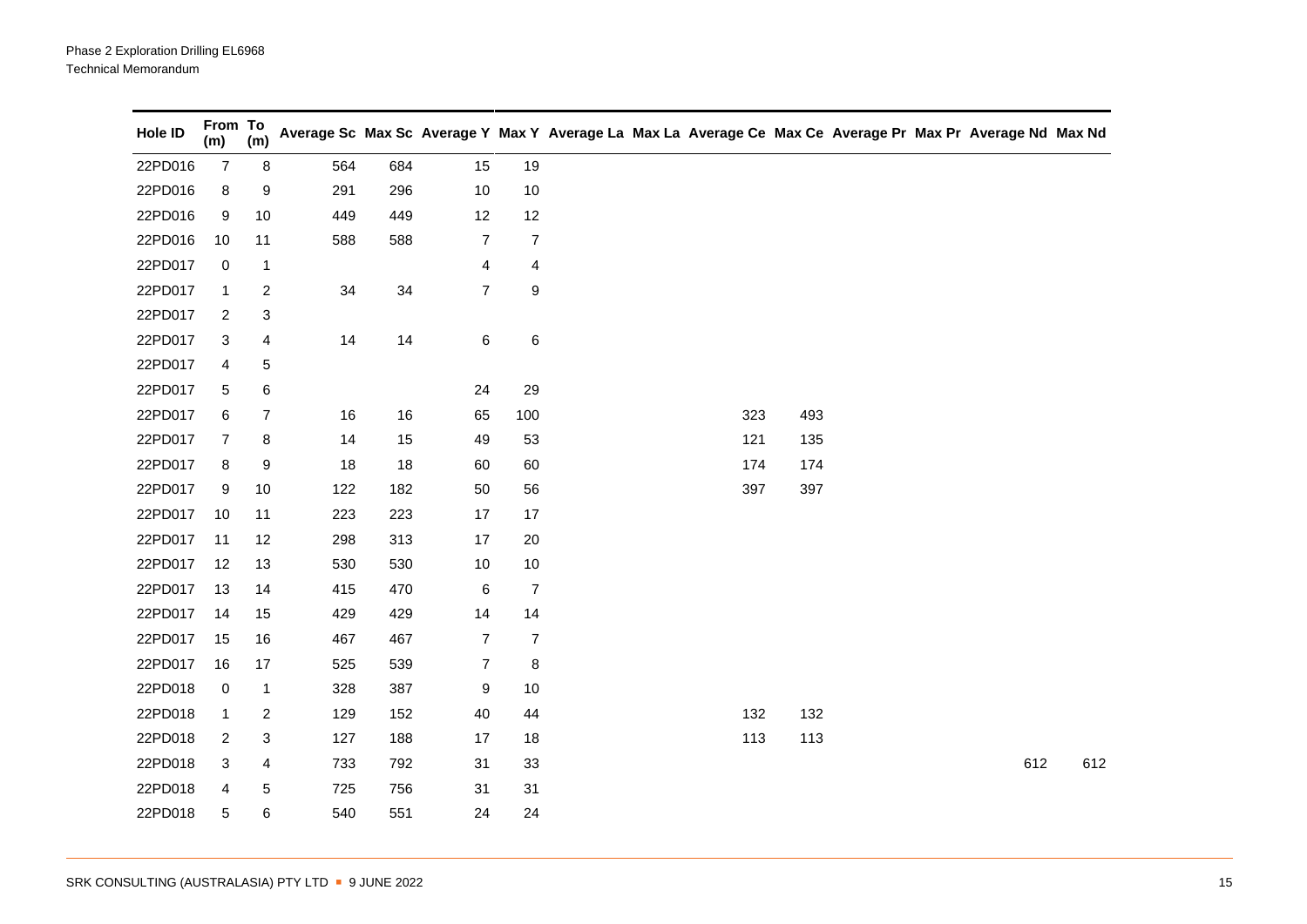| Hole ID | From (m) | To (m) | Average Sc | Max Sc | Average Y | Max Y | Average La | Max La | Average Ce | Max Ce | Average Pr | Max Pr | Average Nd | Max Nd |
|---|---|---|---|---|---|---|---|---|---|---|---|---|---|---|
| 22PD016 | 7 | 8 | 564 | 684 | 15 | 19 | | | | | | | | |
| 22PD016 | 8 | 9 | 291 | 296 | 10 | 10 | | | | | | | | |
| 22PD016 | 9 | 10 | 449 | 449 | 12 | 12 | | | | | | | | |
| 22PD016 | 10 | 11 | 588 | 588 | 7 | 7 | | | | | | | | |
| 22PD017 | 0 | 1 | | | 4 | 4 | | | | | | | | |
| 22PD017 | 1 | 2 | 34 | 34 | 7 | 9 | | | | | | | | |
| 22PD017 | 2 | 3 | | | | | | | | | | | | |
| 22PD017 | 3 | 4 | 14 | 14 | 6 | 6 | | | | | | | | |
| 22PD017 | 4 | 5 | | | | | | | | | | | | |
| 22PD017 | 5 | 6 | | | 24 | 29 | | | | | | | | |
| 22PD017 | 6 | 7 | 16 | 16 | 65 | 100 | | | 323 | 493 | | | | |
| 22PD017 | 7 | 8 | 14 | 15 | 49 | 53 | | | 121 | 135 | | | | |
| 22PD017 | 8 | 9 | 18 | 18 | 60 | 60 | | | 174 | 174 | | | | |
| 22PD017 | 9 | 10 | 122 | 182 | 50 | 56 | | | 397 | 397 | | | | |
| 22PD017 | 10 | 11 | 223 | 223 | 17 | 17 | | | | | | | | |
| 22PD017 | 11 | 12 | 298 | 313 | 17 | 20 | | | | | | | | |
| 22PD017 | 12 | 13 | 530 | 530 | 10 | 10 | | | | | | | | |
| 22PD017 | 13 | 14 | 415 | 470 | 6 | 7 | | | | | | | | |
| 22PD017 | 14 | 15 | 429 | 429 | 14 | 14 | | | | | | | | |
| 22PD017 | 15 | 16 | 467 | 467 | 7 | 7 | | | | | | | | |
| 22PD017 | 16 | 17 | 525 | 539 | 7 | 8 | | | | | | | | |
| 22PD018 | 0 | 1 | 328 | 387 | 9 | 10 | | | | | | | | |
| 22PD018 | 1 | 2 | 129 | 152 | 40 | 44 | | | 132 | 132 | | | | |
| 22PD018 | 2 | 3 | 127 | 188 | 17 | 18 | | | 113 | 113 | | | | |
| 22PD018 | 3 | 4 | 733 | 792 | 31 | 33 | | | | | | | 612 | 612 |
| 22PD018 | 4 | 5 | 725 | 756 | 31 | 31 | | | | | | | | |
| 22PD018 | 5 | 6 | 540 | 551 | 24 | 24 | | | | | | | | |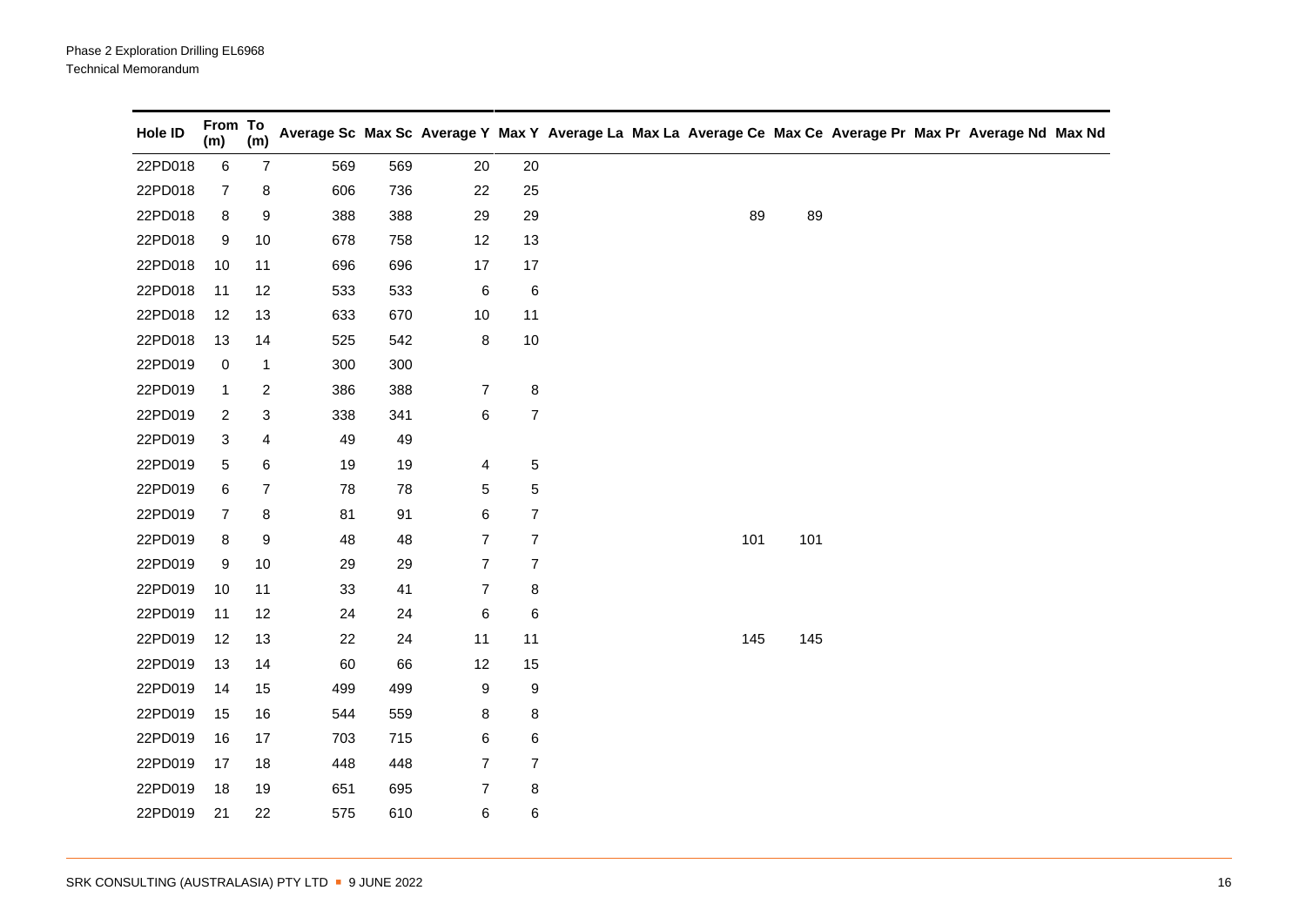| Hole ID | From (m) | To (m) | Average Sc | Max Sc | Average Y | Max Y | Average La | Max La | Average Ce | Max Ce | Average Pr | Max Pr | Average Nd | Max Nd |
|---|---|---|---|---|---|---|---|---|---|---|---|---|---|---|
| 22PD018 | 6 | 7 | 569 | 569 | 20 | 20 | | | | | | | | |
| 22PD018 | 7 | 8 | 606 | 736 | 22 | 25 | | | | | | | | |
| 22PD018 | 8 | 9 | 388 | 388 | 29 | 29 | | | 89 | 89 | | | | |
| 22PD018 | 9 | 10 | 678 | 758 | 12 | 13 | | | | | | | | |
| 22PD018 | 10 | 11 | 696 | 696 | 17 | 17 | | | | | | | | |
| 22PD018 | 11 | 12 | 533 | 533 | 6 | 6 | | | | | | | | |
| 22PD018 | 12 | 13 | 633 | 670 | 10 | 11 | | | | | | | | |
| 22PD018 | 13 | 14 | 525 | 542 | 8 | 10 | | | | | | | | |
| 22PD019 | 0 | 1 | 300 | 300 | | | | | | | | | | |
| 22PD019 | 1 | 2 | 386 | 388 | 7 | 8 | | | | | | | | |
| 22PD019 | 2 | 3 | 338 | 341 | 6 | 7 | | | | | | | | |
| 22PD019 | 3 | 4 | 49 | 49 | | | | | | | | | | |
| 22PD019 | 5 | 6 | 19 | 19 | 4 | 5 | | | | | | | | |
| 22PD019 | 6 | 7 | 78 | 78 | 5 | 5 | | | | | | | | |
| 22PD019 | 7 | 8 | 81 | 91 | 6 | 7 | | | | | | | | |
| 22PD019 | 8 | 9 | 48 | 48 | 7 | 7 | | | 101 | 101 | | | | |
| 22PD019 | 9 | 10 | 29 | 29 | 7 | 7 | | | | | | | | |
| 22PD019 | 10 | 11 | 33 | 41 | 7 | 8 | | | | | | | | |
| 22PD019 | 11 | 12 | 24 | 24 | 6 | 6 | | | | | | | | |
| 22PD019 | 12 | 13 | 22 | 24 | 11 | 11 | | | 145 | 145 | | | | |
| 22PD019 | 13 | 14 | 60 | 66 | 12 | 15 | | | | | | | | |
| 22PD019 | 14 | 15 | 499 | 499 | 9 | 9 | | | | | | | | |
| 22PD019 | 15 | 16 | 544 | 559 | 8 | 8 | | | | | | | | |
| 22PD019 | 16 | 17 | 703 | 715 | 6 | 6 | | | | | | | | |
| 22PD019 | 17 | 18 | 448 | 448 | 7 | 7 | | | | | | | | |
| 22PD019 | 18 | 19 | 651 | 695 | 7 | 8 | | | | | | | | |
| 22PD019 | 21 | 22 | 575 | 610 | 6 | 6 | | | | | | | | |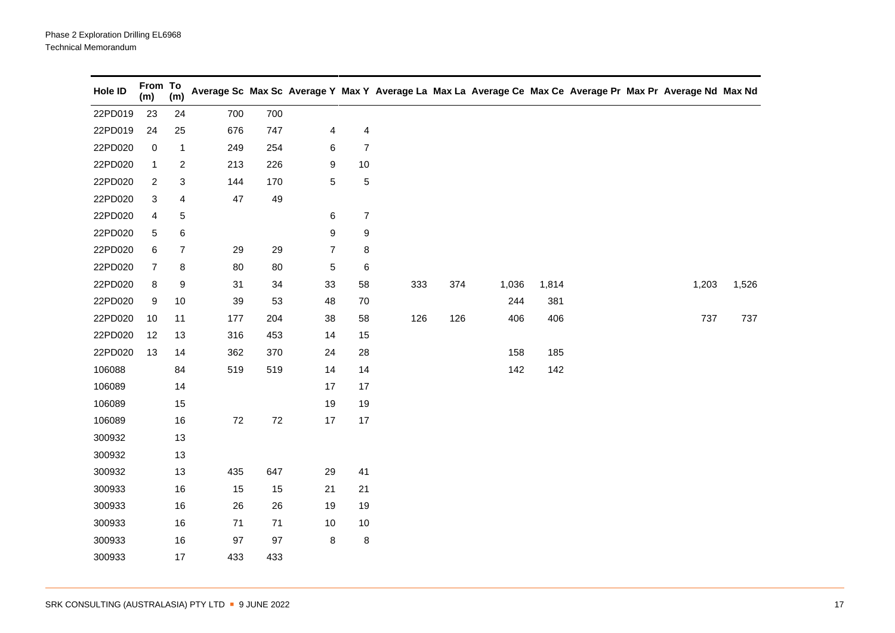| Hole ID | From (m) | To (m) | Average Sc | Max Sc | Average Y | Max Y | Average La | Max La | Average Ce | Max Ce | Average Pr | Max Pr | Average Nd | Max Nd |
|---|---|---|---|---|---|---|---|---|---|---|---|---|---|---|
| 22PD019 | 23 | 24 | 700 | 700 | | | | | | | | | | |
| 22PD019 | 24 | 25 | 676 | 747 | 4 | 4 | | | | | | | | |
| 22PD020 | 0 | 1 | 249 | 254 | 6 | 7 | | | | | | | | |
| 22PD020 | 1 | 2 | 213 | 226 | 9 | 10 | | | | | | | | |
| 22PD020 | 2 | 3 | 144 | 170 | 5 | 5 | | | | | | | | |
| 22PD020 | 3 | 4 | 47 | 49 | | | | | | | | | | |
| 22PD020 | 4 | 5 | | | 6 | 7 | | | | | | | | |
| 22PD020 | 5 | 6 | | | 9 | 9 | | | | | | | | |
| 22PD020 | 6 | 7 | 29 | 29 | 7 | 8 | | | | | | | | |
| 22PD020 | 7 | 8 | 80 | 80 | 5 | 6 | | | | | | | | |
| 22PD020 | 8 | 9 | 31 | 34 | 33 | 58 | 333 | 374 | 1,036 | 1,814 | | | 1,203 | 1,526 |
| 22PD020 | 9 | 10 | 39 | 53 | 48 | 70 | | | 244 | 381 | | | | |
| 22PD020 | 10 | 11 | 177 | 204 | 38 | 58 | 126 | 126 | 406 | 406 | | | 737 | 737 |
| 22PD020 | 12 | 13 | 316 | 453 | 14 | 15 | | | | | | | | |
| 22PD020 | 13 | 14 | 362 | 370 | 24 | 28 | | | 158 | 185 | | | | |
| 106088 | | 84 | 519 | 519 | 14 | 14 | | | 142 | 142 | | | | |
| 106089 | | 14 | | | 17 | 17 | | | | | | | | |
| 106089 | | 15 | | | 19 | 19 | | | | | | | | |
| 106089 | | 16 | 72 | 72 | 17 | 17 | | | | | | | | |
| 300932 | | 13 | | | | | | | | | | | | |
| 300932 | | 13 | | | | | | | | | | | | |
| 300932 | | 13 | 435 | 647 | 29 | 41 | | | | | | | | |
| 300933 | | 16 | 15 | 15 | 21 | 21 | | | | | | | | |
| 300933 | | 16 | 26 | 26 | 19 | 19 | | | | | | | | |
| 300933 | | 16 | 71 | 71 | 10 | 10 | | | | | | | | |
| 300933 | | 16 | 97 | 97 | 8 | 8 | | | | | | | | |
| 300933 | | 17 | 433 | 433 | | | | | | | | | | |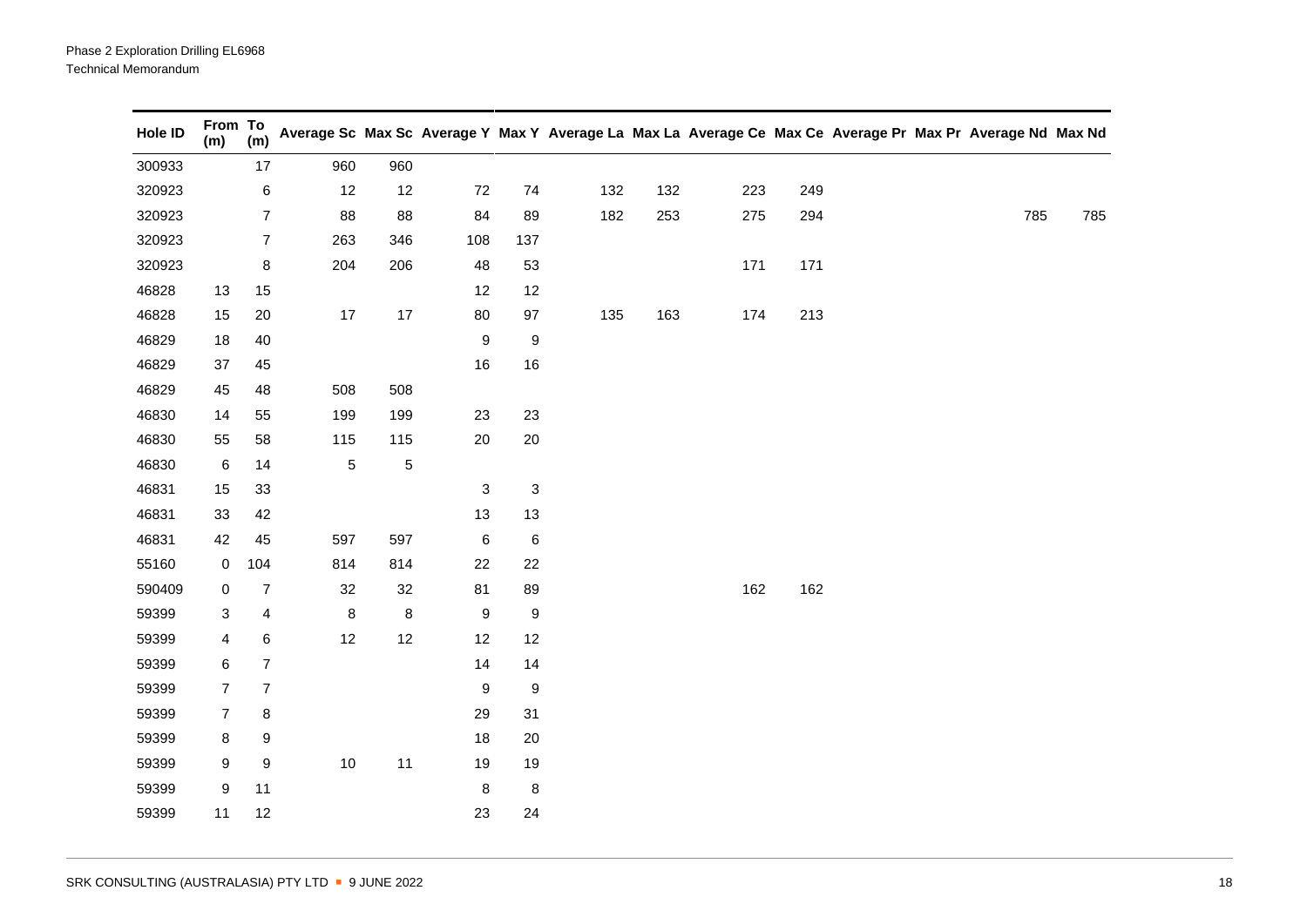| Hole ID | From (m) | To (m) | Average Sc | Max Sc | Average Y | Max Y | Average La | Max La | Average Ce | Max Ce | Average Pr | Max Pr | Average Nd | Max Nd |
|---|---|---|---|---|---|---|---|---|---|---|---|---|---|---|
| 300933 | | 17 | 960 | 960 | | | | | | | | | | |
| 320923 | | 6 | 12 | 12 | 72 | 74 | 132 | 132 | 223 | 249 | | | | |
| 320923 | | 7 | 88 | 88 | 84 | 89 | 182 | 253 | 275 | 294 | | | 785 | 785 |
| 320923 | | 7 | 263 | 346 | 108 | 137 | | | | | | | | |
| 320923 | | 8 | 204 | 206 | 48 | 53 | | | 171 | 171 | | | | |
| 46828 | 13 | 15 | | | 12 | 12 | | | | | | | | |
| 46828 | 15 | 20 | 17 | 17 | 80 | 97 | 135 | 163 | 174 | 213 | | | | |
| 46829 | 18 | 40 | | | 9 | 9 | | | | | | | | |
| 46829 | 37 | 45 | | | 16 | 16 | | | | | | | | |
| 46829 | 45 | 48 | 508 | 508 | | | | | | | | | | |
| 46830 | 14 | 55 | 199 | 199 | 23 | 23 | | | | | | | | |
| 46830 | 55 | 58 | 115 | 115 | 20 | 20 | | | | | | | | |
| 46830 | 6 | 14 | 5 | 5 | | | | | | | | | | |
| 46831 | 15 | 33 | | | 3 | 3 | | | | | | | | |
| 46831 | 33 | 42 | | | 13 | 13 | | | | | | | | |
| 46831 | 42 | 45 | 597 | 597 | 6 | 6 | | | | | | | | |
| 55160 | 0 | 104 | 814 | 814 | 22 | 22 | | | | | | | | |
| 590409 | 0 | 7 | 32 | 32 | 81 | 89 | | | 162 | 162 | | | | |
| 59399 | 3 | 4 | 8 | 8 | 9 | 9 | | | | | | | | |
| 59399 | 4 | 6 | 12 | 12 | 12 | 12 | | | | | | | | |
| 59399 | 6 | 7 | | | 14 | 14 | | | | | | | | |
| 59399 | 7 | 7 | | | 9 | 9 | | | | | | | | |
| 59399 | 7 | 8 | | | 29 | 31 | | | | | | | | |
| 59399 | 8 | 9 | | | 18 | 20 | | | | | | | | |
| 59399 | 9 | 9 | 10 | 11 | 19 | 19 | | | | | | | | |
| 59399 | 9 | 11 | | | 8 | 8 | | | | | | | | |
| 59399 | 11 | 12 | | | 23 | 24 | | | | | | | | |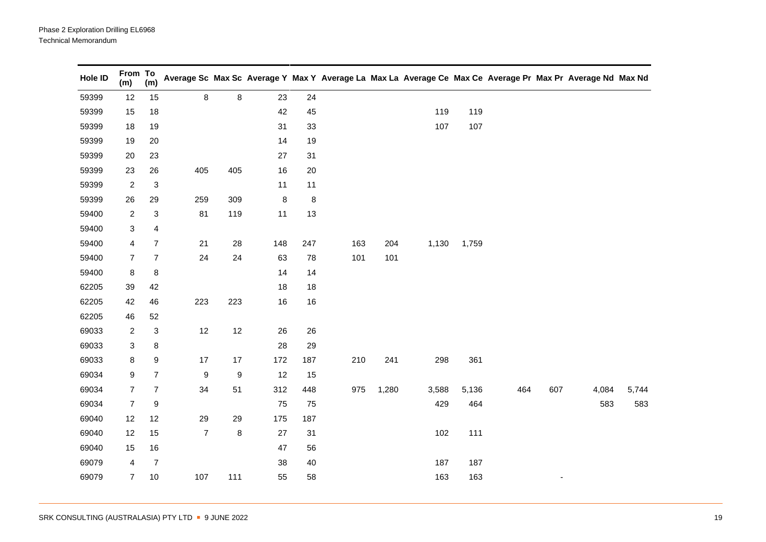| Hole ID | From (m) | To (m) | Average Sc | Max Sc | Average Y | Max Y | Average La | Max La | Average Ce | Max Ce | Average Pr | Max Pr | Average Nd | Max Nd |
|---|---|---|---|---|---|---|---|---|---|---|---|---|---|---|
| 59399 | 12 | 15 | 8 | 8 | 23 | 24 | | | | | | | | |
| 59399 | 15 | 18 | | | 42 | 45 | | | 119 | 119 | | | | |
| 59399 | 18 | 19 | | | 31 | 33 | | | 107 | 107 | | | | |
| 59399 | 19 | 20 | | | 14 | 19 | | | | | | | | |
| 59399 | 20 | 23 | | | 27 | 31 | | | | | | | | |
| 59399 | 23 | 26 | 405 | 405 | 16 | 20 | | | | | | | | |
| 59399 | 2 | 3 | | | 11 | 11 | | | | | | | | |
| 59399 | 26 | 29 | 259 | 309 | 8 | 8 | | | | | | | | |
| 59400 | 2 | 3 | 81 | 119 | 11 | 13 | | | | | | | | |
| 59400 | 3 | 4 | | | | | | | | | | | | |
| 59400 | 4 | 7 | 21 | 28 | 148 | 247 | 163 | 204 | 1,130 | 1,759 | | | | |
| 59400 | 7 | 7 | 24 | 24 | 63 | 78 | 101 | 101 | | | | | | |
| 59400 | 8 | 8 | | | 14 | 14 | | | | | | | | |
| 62205 | 39 | 42 | | | 18 | 18 | | | | | | | | |
| 62205 | 42 | 46 | 223 | 223 | 16 | 16 | | | | | | | | |
| 62205 | 46 | 52 | | | | | | | | | | | | |
| 69033 | 2 | 3 | 12 | 12 | 26 | 26 | | | | | | | | |
| 69033 | 3 | 8 | | | 28 | 29 | | | | | | | | |
| 69033 | 8 | 9 | 17 | 17 | 172 | 187 | 210 | 241 | 298 | 361 | | | | |
| 69034 | 9 | 7 | 9 | 9 | 12 | 15 | | | | | | | | |
| 69034 | 7 | 7 | 34 | 51 | 312 | 448 | 975 | 1,280 | 3,588 | 5,136 | 464 | 607 | 4,084 | 5,744 |
| 69034 | 7 | 9 | | | 75 | 75 | | | 429 | 464 | | | 583 | 583 |
| 69040 | 12 | 12 | 29 | 29 | 175 | 187 | | | | | | | | |
| 69040 | 12 | 15 | 7 | 8 | 27 | 31 | | | 102 | 111 | | | | |
| 69040 | 15 | 16 | | | 47 | 56 | | | | | | | | |
| 69079 | 4 | 7 | | | 38 | 40 | | | 187 | 187 | | | | |
| 69079 | 7 | 10 | 107 | 111 | 55 | 58 | | | 163 | 163 | | | - | |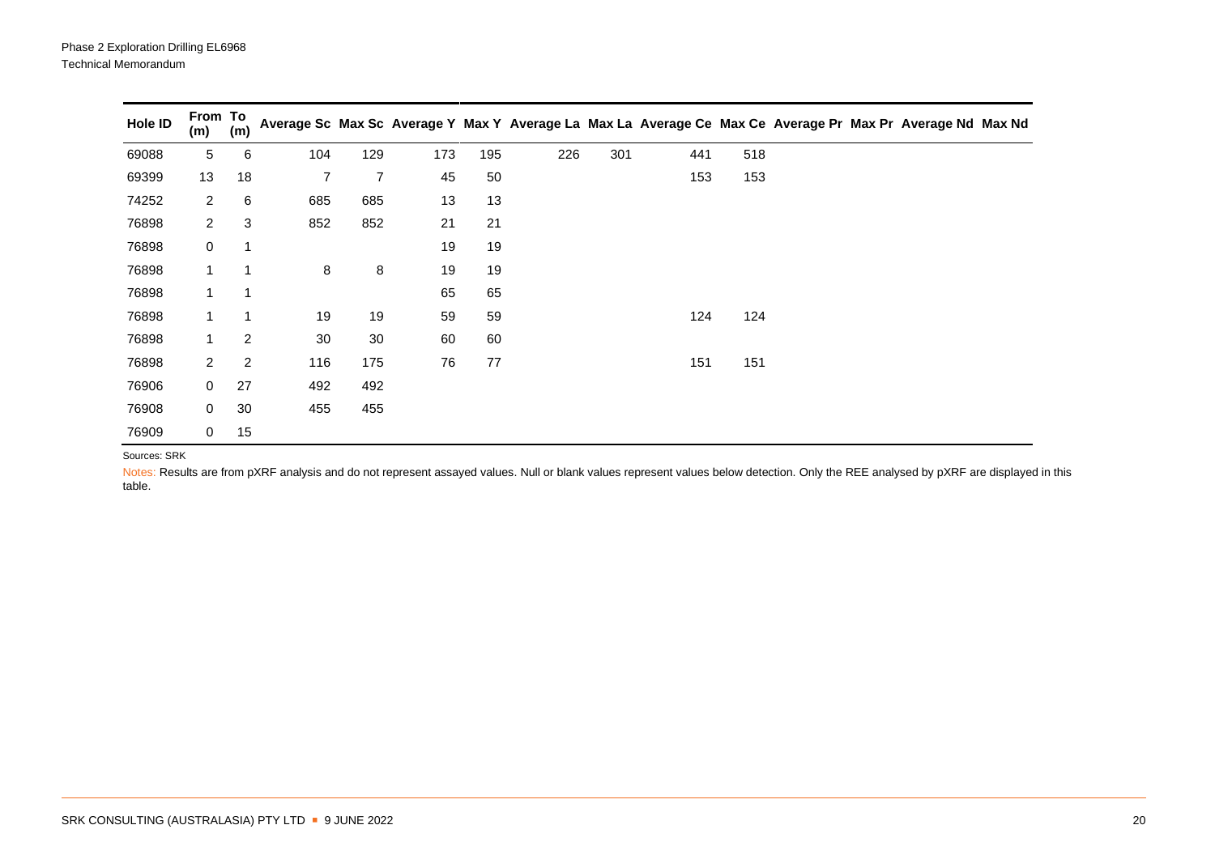| Hole ID | From (m) | To (m) | Average Sc | Max Sc | Average Y | Max Y | Average La | Max La | Average Ce | Max Ce | Average Pr | Max Pr | Average Nd | Max Nd |
|---|---|---|---|---|---|---|---|---|---|---|---|---|---|---|
| 69088 | 5 | 6 | 104 | 129 | 173 | 195 | 226 | 301 | 441 | 518 | | | | |
| 69399 | 13 | 18 | 7 | 7 | 45 | 50 | | | 153 | 153 | | | | |
| 74252 | 2 | 6 | 685 | 685 | 13 | 13 | | | | | | | | |
| 76898 | 2 | 3 | 852 | 852 | 21 | 21 | | | | | | | | |
| 76898 | 0 | 1 | | | 19 | 19 | | | | | | | | |
| 76898 | 1 | 1 | 8 | 8 | 19 | 19 | | | | | | | | |
| 76898 | 1 | 1 | | | 65 | 65 | | | | | | | | |
| 76898 | 1 | 1 | 19 | 19 | 59 | 59 | | | 124 | 124 | | | | |
| 76898 | 1 | 2 | 30 | 30 | 60 | 60 | | | | | | | | |
| 76898 | 2 | 2 | 116 | 175 | 76 | 77 | | | 151 | 151 | | | | |
| 76906 | 0 | 27 | 492 | 492 | | | | | | | | | | |
| 76908 | 0 | 30 | 455 | 455 | | | | | | | | | | |
| 76909 | 0 | 15 | | | | | | | | | | | | |

Sources: SRK

Notes: Results are from pXRF analysis and do not represent assayed values. Null or blank values represent values below detection. Only the REE analysed by pXRF are displayed in this table.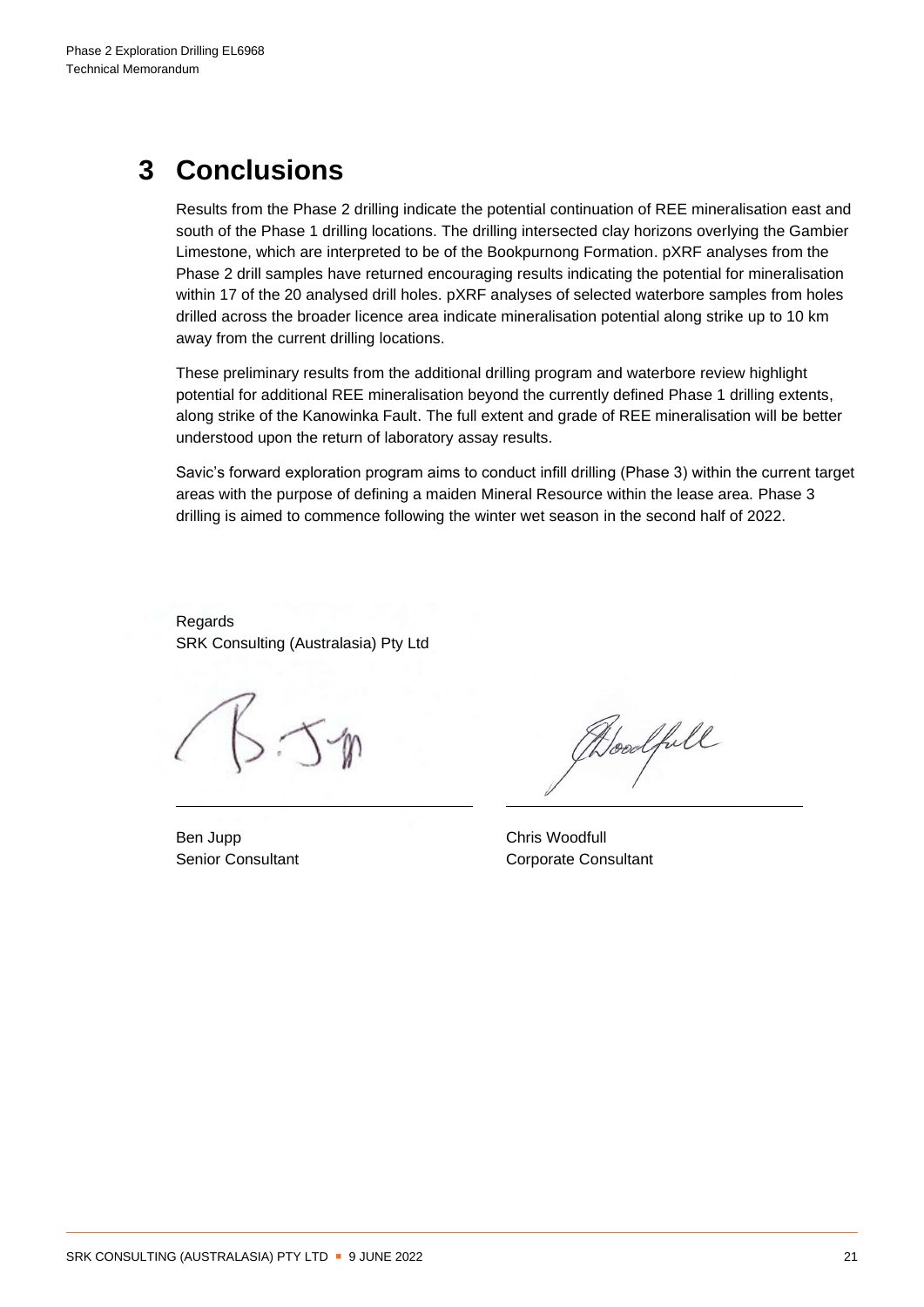# 3 Conclusions

Results from the Phase 2 drilling indicate the potential continuation of REE mineralisation east and south of the Phase 1 drilling locations. The drilling intersected clay horizons overlying the Gambier Limestone, which are interpreted to be of the Bookpurnong Formation. pXRF analyses from the Phase 2 drill samples have returned encouraging results indicating the potential for mineralisation within 17 of the 20 analysed drill holes. pXRF analyses of selected waterbore samples from holes drilled across the broader licence area indicate mineralisation potential along strike up to 10 km away from the current drilling locations.

These preliminary results from the additional drilling program and waterbore review highlight potential for additional REE mineralisation beyond the currently defined Phase 1 drilling extents, along strike of the Kanowinka Fault. The full extent and grade of REE mineralisation will be better understood upon the return of laboratory assay results.

Savic's forward exploration program aims to conduct infill drilling (Phase 3) within the current target areas with the purpose of defining a maiden Mineral Resource within the lease area. Phase 3 drilling is aimed to commence following the winter wet season in the second half of 2022.

Regards
SRK Consulting (Australasia) Pty Ltd

| | |
|---|---|
| Ben Jupp | Chris Woodfull |
| Senior Consultant | Corporate Consultant |